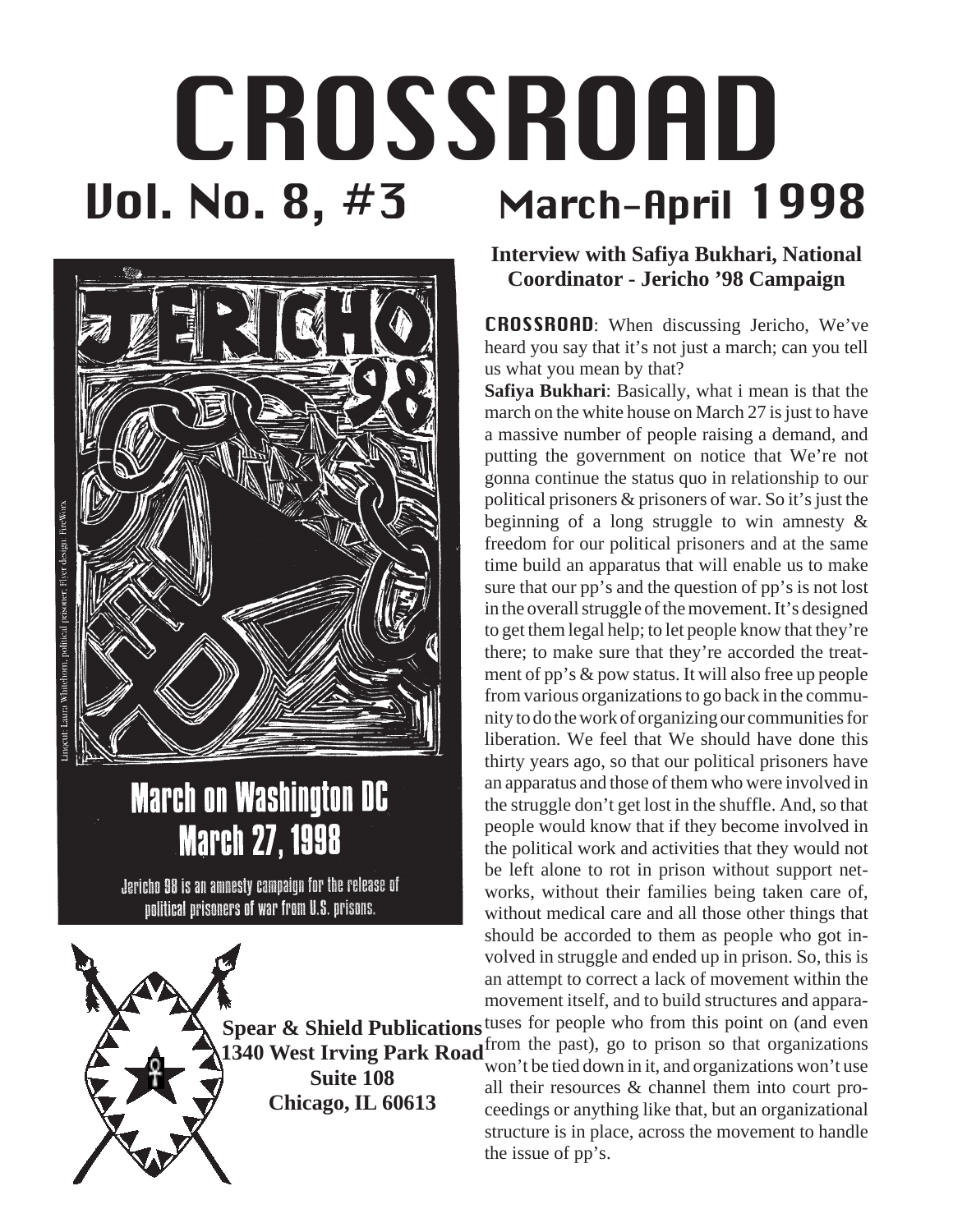# CROSSROAD

## Vol. No. 8, #3 March-April 1998

JERICHO '98

Linocut: Laura Whitehorn, political prisoner. Flyer design: FireWorx.

**March on Washington DC**
**March 27, 1998**

Jericho 98 is an amnesty campaign for the release of political prisoners of war from U.S. prisons.

**Spear & Shield Publications**
**1340 West Irving Park Road**
**Suite 108**
**Chicago, IL 60613**

### Interview with Safiya Bukhari, National Coordinator - Jericho '98 Campaign

**CROSSROAD**: When discussing Jericho, We've heard you say that it's not just a march; can you tell us what you mean by that?

**Safiya Bukhari**: Basically, what i mean is that the march on the white house on March 27 is just to have a massive number of people raising a demand, and putting the government on notice that We're not gonna continue the status quo in relationship to our political prisoners & prisoners of war. So it's just the beginning of a long struggle to win amnesty & freedom for our political prisoners and at the same time build an apparatus that will enable us to make sure that our pp's and the question of pp's is not lost in the overall struggle of the movement. It's designed to get them legal help; to let people know that they're there; to make sure that they're accorded the treatment of pp's & pow status. It will also free up people from various organizations to go back in the community to do the work of organizing our communities for liberation. We feel that We should have done this thirty years ago, so that our political prisoners have an apparatus and those of them who were involved in the struggle don't get lost in the shuffle. And, so that people would know that if they become involved in the political work and activities that they would not be left alone to rot in prison without support networks, without their families being taken care of, without medical care and all those other things that should be accorded to them as people who got involved in struggle and ended up in prison. So, this is an attempt to correct a lack of movement within the movement itself, and to build structures and apparatuses for people who from this point on (and even from the past), go to prison so that organizations won't be tied down in it, and organizations won't use all their resources & channel them into court proceedings or anything like that, but an organizational structure is in place, across the movement to handle the issue of pp's.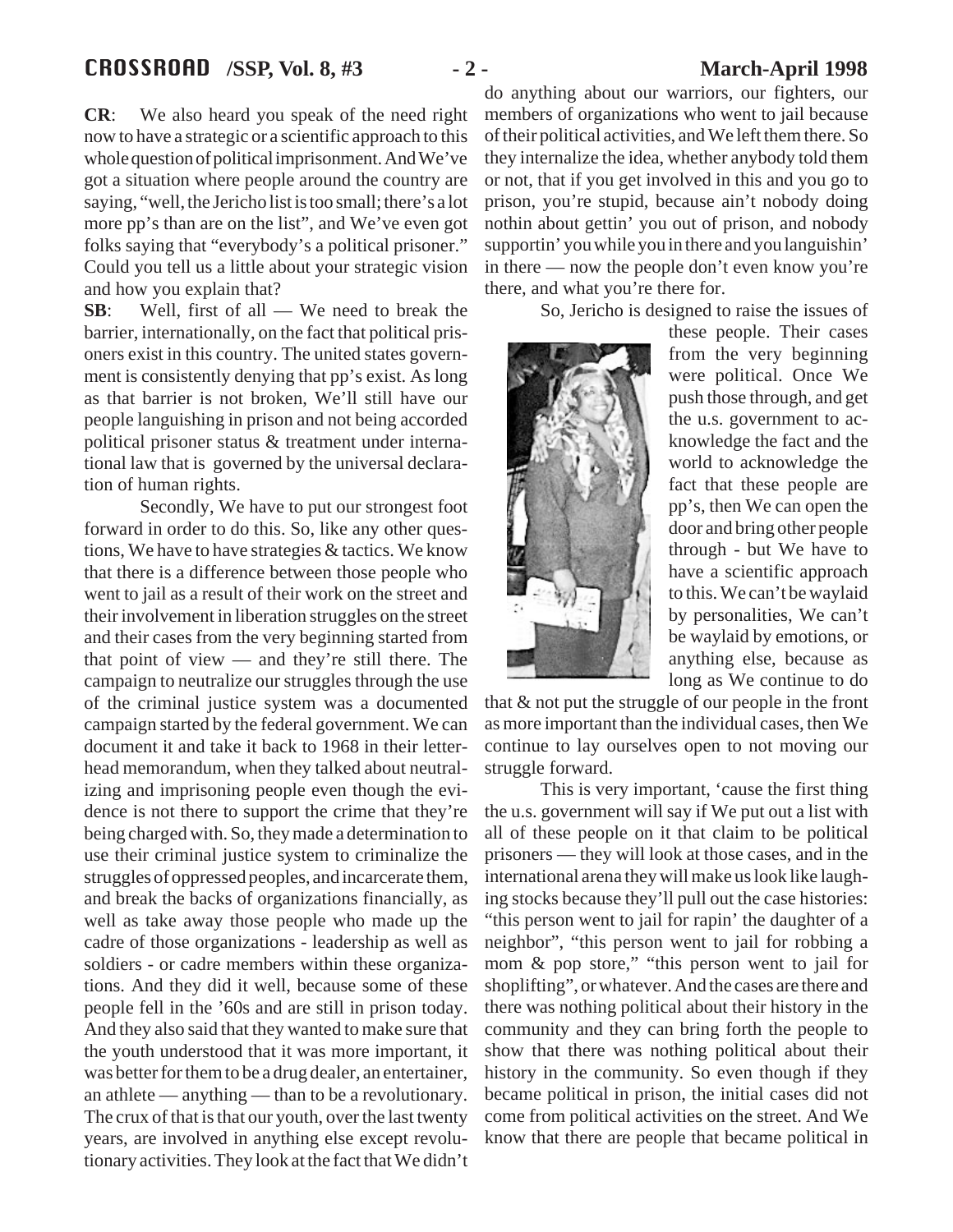**CR**: We also heard you speak of the need right now to have a strategic or a scientific approach to this whole question of political imprisonment. And We've got a situation where people around the country are saying, "well, the Jericho list is too small; there's a lot more pp's than are on the list", and We've even got folks saying that "everybody's a political prisoner." Could you tell us a little about your strategic vision and how you explain that?

**SB**: Well, first of all — We need to break the barrier, internationally, on the fact that political prisoners exist in this country. The united states government is consistently denying that pp's exist. As long as that barrier is not broken, We'll still have our people languishing in prison and not being accorded political prisoner status & treatment under international law that is governed by the universal declaration of human rights.

Secondly, We have to put our strongest foot forward in order to do this. So, like any other questions, We have to have strategies & tactics. We know that there is a difference between those people who went to jail as a result of their work on the street and their involvement in liberation struggles on the street and their cases from the very beginning started from that point of view — and they're still there. The campaign to neutralize our struggles through the use of the criminal justice system was a documented campaign started by the federal government. We can document it and take it back to 1968 in their letterhead memorandum, when they talked about neutralizing and imprisoning people even though the evidence is not there to support the crime that they're being charged with. So, they made a determination to use their criminal justice system to criminalize the struggles of oppressed peoples, and incarcerate them, and break the backs of organizations financially, as well as take away those people who made up the cadre of those organizations - leadership as well as soldiers - or cadre members within these organizations. And they did it well, because some of these people fell in the '60s and are still in prison today. And they also said that they wanted to make sure that the youth understood that it was more important, it was better for them to be a drug dealer, an entertainer, an athlete — anything — than to be a revolutionary. The crux of that is that our youth, over the last twenty years, are involved in anything else except revolutionary activities. They look at the fact that We didn't do anything about our warriors, our fighters, our members of organizations who went to jail because of their political activities, and We left them there. So they internalize the idea, whether anybody told them or not, that if you get involved in this and you go to prison, you're stupid, because ain't nobody doing nothin about gettin' you out of prison, and nobody supportin' you while you in there and you languishin' in there — now the people don't even know you're there, and what you're there for.

So, Jericho is designed to raise the issues of these people. Their cases from the very beginning were political. Once We push those through, and get the u.s. government to acknowledge the fact and the world to acknowledge the fact that these people are pp's, then We can open the door and bring other people through - but We have to have a scientific approach to this. We can't be waylaid by personalities, We can't be waylaid by emotions, or anything else, because as long as We continue to do that & not put the struggle of our people in the front as more important than the individual cases, then We continue to lay ourselves open to not moving our struggle forward.

This is very important, 'cause the first thing the u.s. government will say if We put out a list with all of these people on it that claim to be political prisoners — they will look at those cases, and in the international arena they will make us look like laughing stocks because they'll pull out the case histories: "this person went to jail for rapin' the daughter of a neighbor", "this person went to jail for robbing a mom & pop store," "this person went to jail for shoplifting", or whatever. And the cases are there and there was nothing political about their history in the community and they can bring forth the people to show that there was nothing political about their history in the community. So even though if they became political in prison, the initial cases did not come from political activities on the street. And We know that there are people that became political in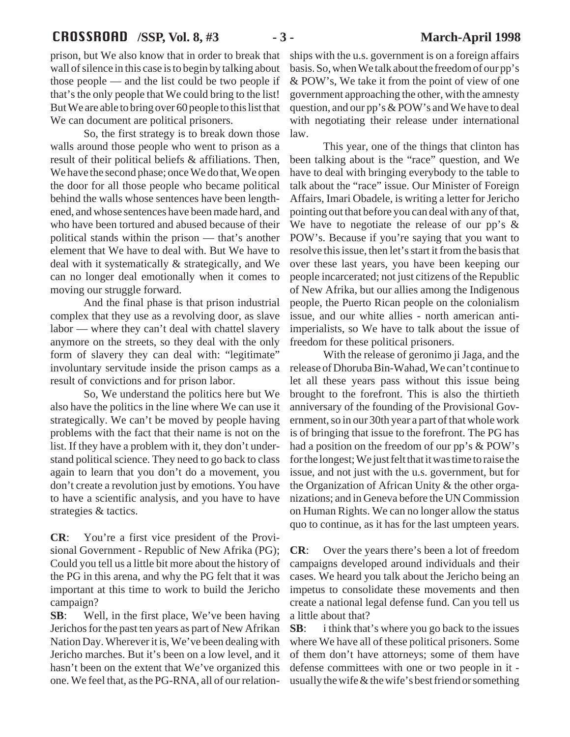prison, but We also know that in order to break that wall of silence in this case is to begin by talking about those people — and the list could be two people if that's the only people that We could bring to the list! But We are able to bring over 60 people to this list that We can document are political prisoners.

So, the first strategy is to break down those walls around those people who went to prison as a result of their political beliefs & affiliations. Then, We have the second phase; once We do that, We open the door for all those people who became political behind the walls whose sentences have been lengthened, and whose sentences have been made hard, and who have been tortured and abused because of their political stands within the prison — that's another element that We have to deal with. But We have to deal with it systematically & strategically, and We can no longer deal emotionally when it comes to moving our struggle forward.

And the final phase is that prison industrial complex that they use as a revolving door, as slave labor — where they can't deal with chattel slavery anymore on the streets, so they deal with the only form of slavery they can deal with: "legitimate" involuntary servitude inside the prison camps as a result of convictions and for prison labor.

So, We understand the politics here but We also have the politics in the line where We can use it strategically. We can't be moved by people having problems with the fact that their name is not on the list. If they have a problem with it, they don't understand political science. They need to go back to class again to learn that you don't do a movement, you don't create a revolution just by emotions. You have to have a scientific analysis, and you have to have strategies & tactics.

**CR**: You're a first vice president of the Provisional Government - Republic of New Afrika (PG); Could you tell us a little bit more about the history of the PG in this arena, and why the PG felt that it was important at this time to work to build the Jericho campaign?

**SB**: Well, in the first place, We've been having Jerichos for the past ten years as part of New Afrikan Nation Day. Wherever it is, We've been dealing with Jericho marches. But it's been on a low level, and it hasn't been on the extent that We've organized this one. We feel that, as the PG-RNA, all of our relationships with the u.s. government is on a foreign affairs basis. So, when We talk about the freedom of our pp's & POW's, We take it from the point of view of one government approaching the other, with the amnesty question, and our pp's & POW's and We have to deal with negotiating their release under international law.

This year, one of the things that clinton has been talking about is the "race" question, and We have to deal with bringing everybody to the table to talk about the "race" issue. Our Minister of Foreign Affairs, Imari Obadele, is writing a letter for Jericho pointing out that before you can deal with any of that, We have to negotiate the release of our pp's & POW's. Because if you're saying that you want to resolve this issue, then let's start it from the basis that over these last years, you have been keeping our people incarcerated; not just citizens of the Republic of New Afrika, but our allies among the Indigenous people, the Puerto Rican people on the colonialism issue, and our white allies - north american anti-imperialists, so We have to talk about the issue of freedom for these political prisoners.

With the release of geronimo ji Jaga, and the release of Dhoruba Bin-Wahad, We can't continue to let all these years pass without this issue being brought to the forefront. This is also the thirtieth anniversary of the founding of the Provisional Government, so in our 30th year a part of that whole work is of bringing that issue to the forefront. The PG has had a position on the freedom of our pp's & POW's for the longest; We just felt that it was time to raise the issue, and not just with the u.s. government, but for the Organization of African Unity & the other organizations; and in Geneva before the UN Commission on Human Rights. We can no longer allow the status quo to continue, as it has for the last umpteen years.

**CR**: Over the years there's been a lot of freedom campaigns developed around individuals and their cases. We heard you talk about the Jericho being an impetus to consolidate these movements and then create a national legal defense fund. Can you tell us a little about that?

**SB**: i think that's where you go back to the issues where We have all of these political prisoners. Some of them don't have attorneys; some of them have defense committees with one or two people in it - usually the wife & the wife's best friend or something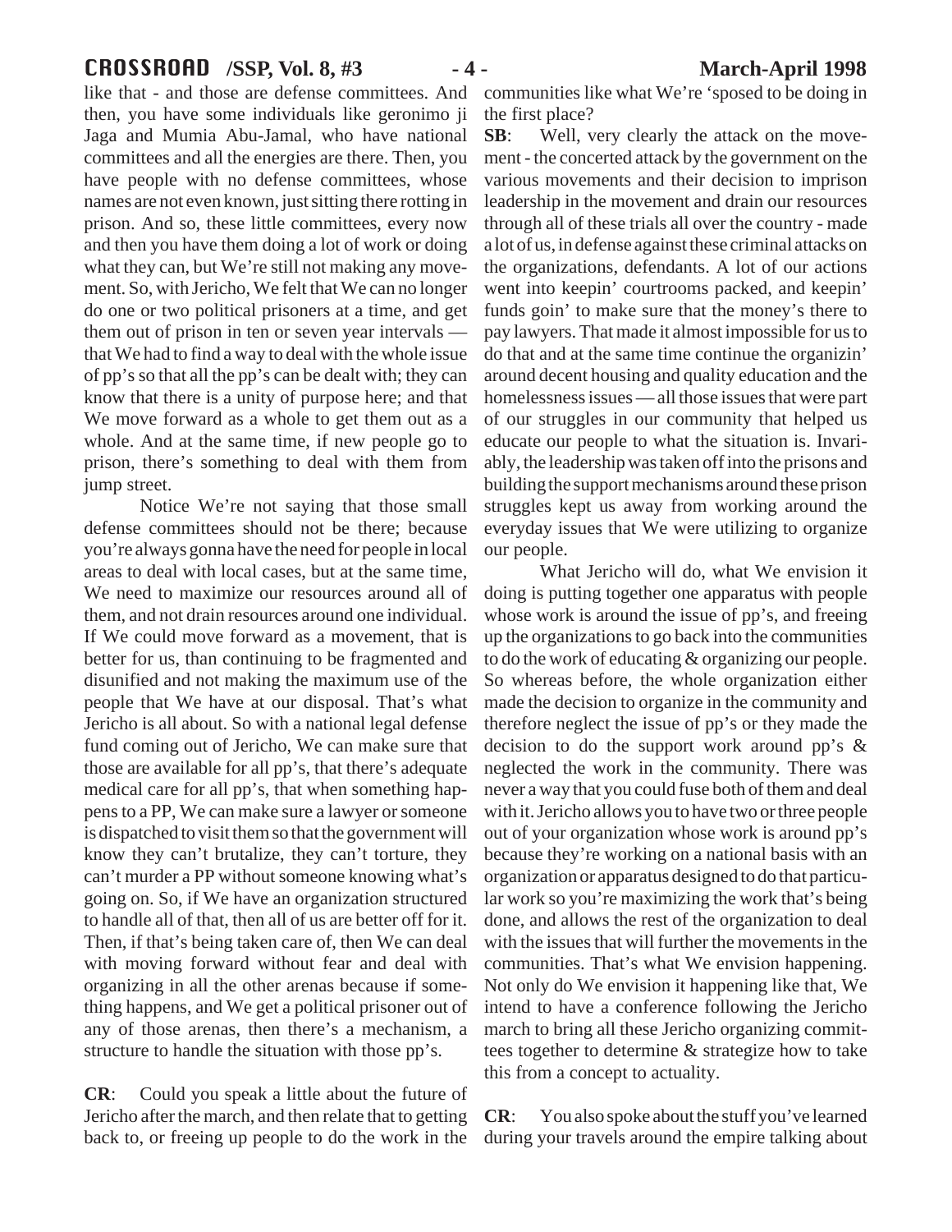like that - and those are defense committees. And then, you have some individuals like geronimo ji Jaga and Mumia Abu-Jamal, who have national committees and all the energies are there. Then, you have people with no defense committees, whose names are not even known, just sitting there rotting in prison. And so, these little committees, every now and then you have them doing a lot of work or doing what they can, but We're still not making any movement. So, with Jericho, We felt that We can no longer do one or two political prisoners at a time, and get them out of prison in ten or seven year intervals — that We had to find a way to deal with the whole issue of pp's so that all the pp's can be dealt with; they can know that there is a unity of purpose here; and that We move forward as a whole to get them out as a whole. And at the same time, if new people go to prison, there's something to deal with them from jump street.

Notice We're not saying that those small defense committees should not be there; because you're always gonna have the need for people in local areas to deal with local cases, but at the same time, We need to maximize our resources around all of them, and not drain resources around one individual. If We could move forward as a movement, that is better for us, than continuing to be fragmented and disunified and not making the maximum use of the people that We have at our disposal. That's what Jericho is all about. So with a national legal defense fund coming out of Jericho, We can make sure that those are available for all pp's, that there's adequate medical care for all pp's, that when something happens to a PP, We can make sure a lawyer or someone is dispatched to visit them so that the government will know they can't brutalize, they can't torture, they can't murder a PP without someone knowing what's going on. So, if We have an organization structured to handle all of that, then all of us are better off for it. Then, if that's being taken care of, then We can deal with moving forward without fear and deal with organizing in all the other arenas because if something happens, and We get a political prisoner out of any of those arenas, then there's a mechanism, a structure to handle the situation with those pp's.

**CR**: Could you speak a little about the future of Jericho after the march, and then relate that to getting back to, or freeing up people to do the work in the communities like what We're 'sposed to be doing in the first place?

**SB**: Well, very clearly the attack on the movement - the concerted attack by the government on the various movements and their decision to imprison leadership in the movement and drain our resources through all of these trials all over the country - made a lot of us, in defense against these criminal attacks on the organizations, defendants. A lot of our actions went into keepin' courtrooms packed, and keepin' funds goin' to make sure that the money's there to pay lawyers. That made it almost impossible for us to do that and at the same time continue the organizin' around decent housing and quality education and the homelessness issues — all those issues that were part of our struggles in our community that helped us educate our people to what the situation is. Invariably, the leadership was taken off into the prisons and building the support mechanisms around these prison struggles kept us away from working around the everyday issues that We were utilizing to organize our people.

What Jericho will do, what We envision it doing is putting together one apparatus with people whose work is around the issue of pp's, and freeing up the organizations to go back into the communities to do the work of educating & organizing our people. So whereas before, the whole organization either made the decision to organize in the community and therefore neglect the issue of pp's or they made the decision to do the support work around pp's & neglected the work in the community. There was never a way that you could fuse both of them and deal with it. Jericho allows you to have two or three people out of your organization whose work is around pp's because they're working on a national basis with an organization or apparatus designed to do that particular work so you're maximizing the work that's being done, and allows the rest of the organization to deal with the issues that will further the movements in the communities. That's what We envision happening. Not only do We envision it happening like that, We intend to have a conference following the Jericho march to bring all these Jericho organizing committees together to determine & strategize how to take this from a concept to actuality.

**CR**: You also spoke about the stuff you've learned during your travels around the empire talking about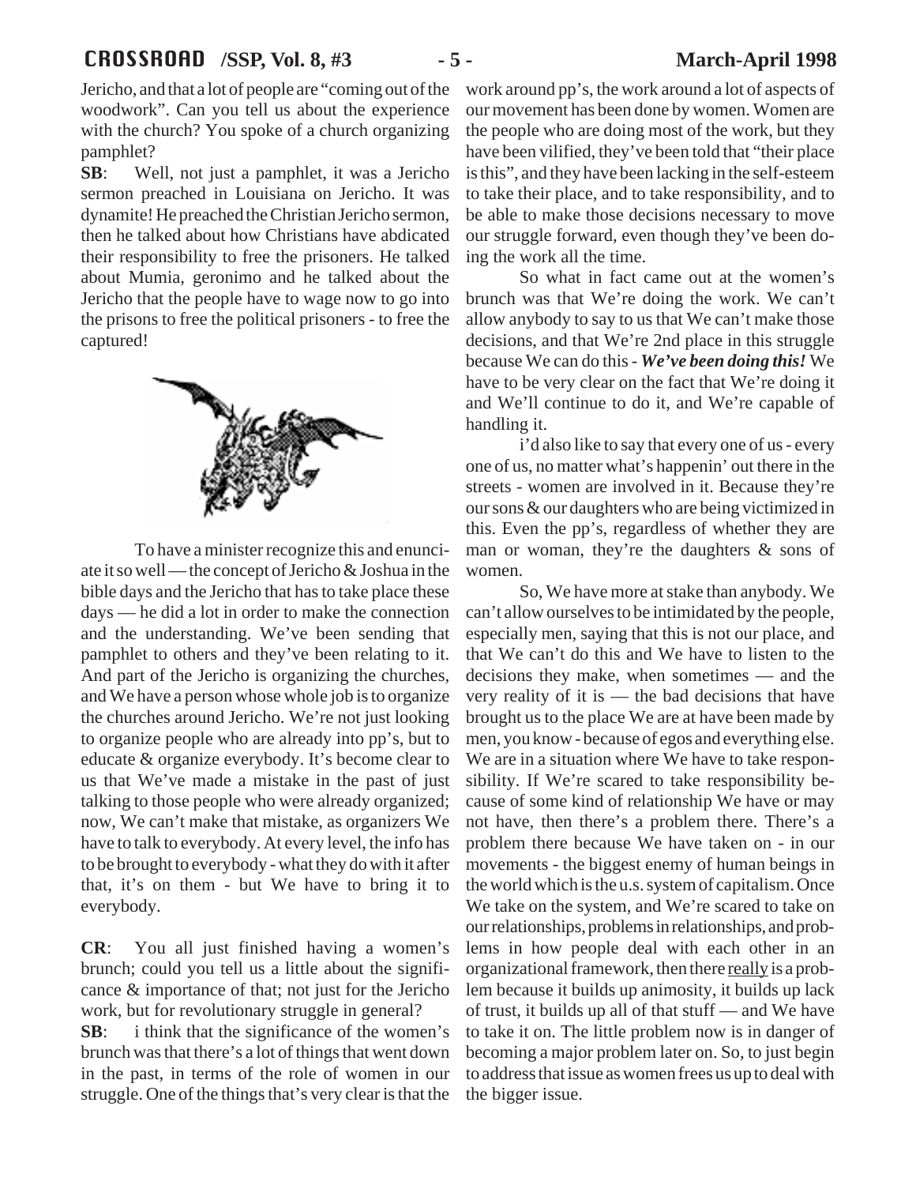Jericho, and that a lot of people are "coming out of the woodwork". Can you tell us about the experience with the church? You spoke of a church organizing pamphlet?

**SB**: Well, not just a pamphlet, it was a Jericho sermon preached in Louisiana on Jericho. It was dynamite! He preached the Christian Jericho sermon, then he talked about how Christians have abdicated their responsibility to free the prisoners. He talked about Mumia, geronimo and he talked about the Jericho that the people have to wage now to go into the prisons to free the political prisoners - to free the captured!

To have a minister recognize this and enunciate it so well — the concept of Jericho & Joshua in the bible days and the Jericho that has to take place these days — he did a lot in order to make the connection and the understanding. We've been sending that pamphlet to others and they've been relating to it. And part of the Jericho is organizing the churches, and We have a person whose whole job is to organize the churches around Jericho. We're not just looking to organize people who are already into pp's, but to educate & organize everybody. It's become clear to us that We've made a mistake in the past of just talking to those people who were already organized; now, We can't make that mistake, as organizers We have to talk to everybody. At every level, the info has to be brought to everybody - what they do with it after that, it's on them - but We have to bring it to everybody.

**CR**: You all just finished having a women's brunch; could you tell us a little about the significance & importance of that; not just for the Jericho work, but for revolutionary struggle in general?

**SB**: i think that the significance of the women's brunch was that there's a lot of things that went down in the past, in terms of the role of women in our struggle. One of the things that's very clear is that the work around pp's, the work around a lot of aspects of our movement has been done by women. Women are the people who are doing most of the work, but they have been vilified, they've been told that "their place is this", and they have been lacking in the self-esteem to take their place, and to take responsibility, and to be able to make those decisions necessary to move our struggle forward, even though they've been doing the work all the time.

So what in fact came out at the women's brunch was that We're doing the work. We can't allow anybody to say to us that We can't make those decisions, and that We're 2nd place in this struggle because We can do this - ***We've been doing this!*** We have to be very clear on the fact that We're doing it and We'll continue to do it, and We're capable of handling it.

i'd also like to say that every one of us - every one of us, no matter what's happenin' out there in the streets - women are involved in it. Because they're our sons & our daughters who are being victimized in this. Even the pp's, regardless of whether they are man or woman, they're the daughters & sons of women.

So, We have more at stake than anybody. We can't allow ourselves to be intimidated by the people, especially men, saying that this is not our place, and that We can't do this and We have to listen to the decisions they make, when sometimes — and the very reality of it is — the bad decisions that have brought us to the place We are at have been made by men, you know - because of egos and everything else. We are in a situation where We have to take responsibility. If We're scared to take responsibility because of some kind of relationship We have or may not have, then there's a problem there. There's a problem there because We have taken on - in our movements - the biggest enemy of human beings in the world which is the u.s. system of capitalism. Once We take on the system, and We're scared to take on our relationships, problems in relationships, and problems in how people deal with each other in an organizational framework, then there <u>really</u> is a problem because it builds up animosity, it builds up lack of trust, it builds up all of that stuff — and We have to take it on. The little problem now is in danger of becoming a major problem later on. So, to just begin to address that issue as women frees us up to deal with the bigger issue.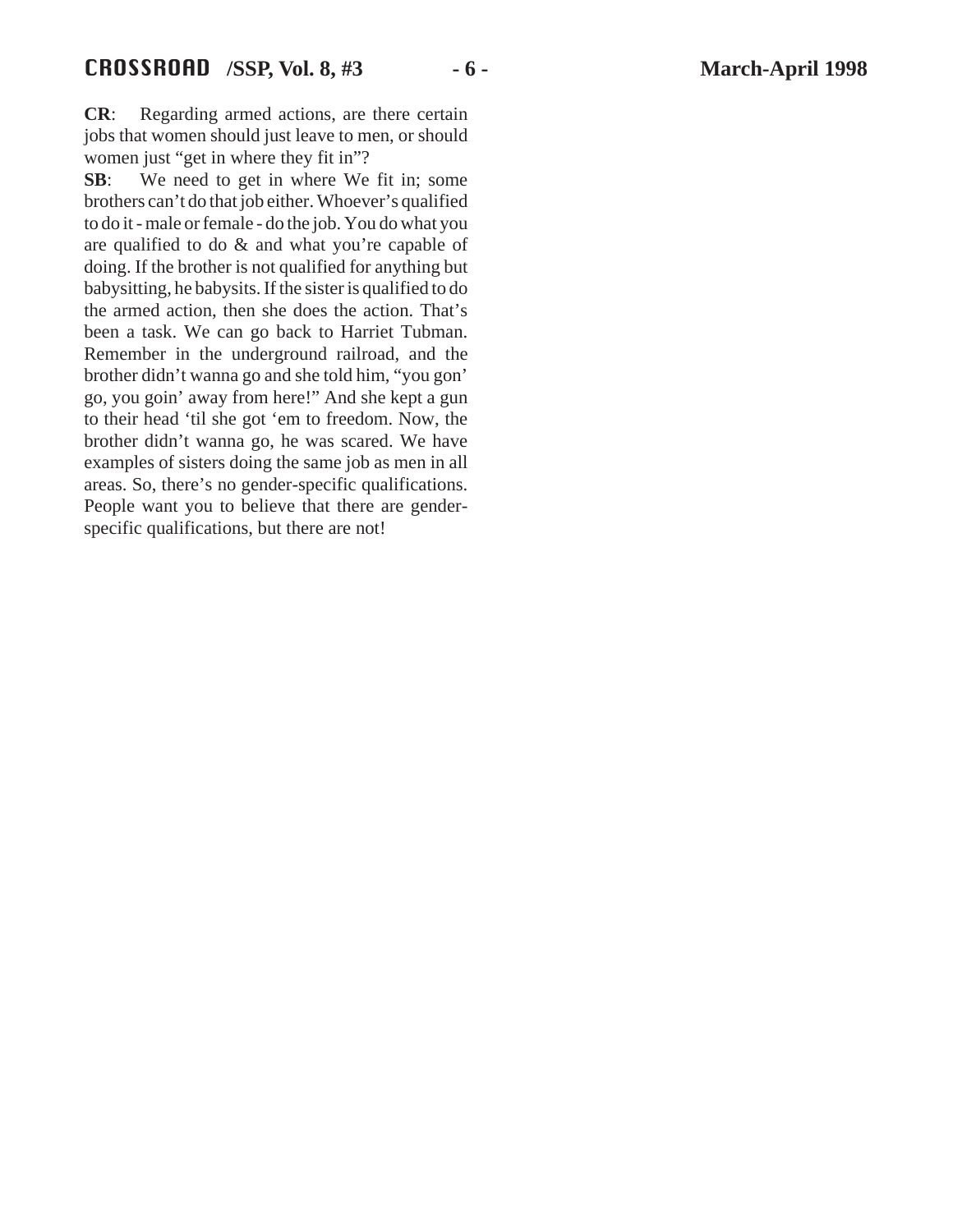**CR**: Regarding armed actions, are there certain jobs that women should just leave to men, or should women just "get in where they fit in"?

**SB**: We need to get in where We fit in; some brothers can't do that job either. Whoever's qualified to do it - male or female - do the job. You do what you are qualified to do & and what you're capable of doing. If the brother is not qualified for anything but babysitting, he babysits. If the sister is qualified to do the armed action, then she does the action. That's been a task. We can go back to Harriet Tubman. Remember in the underground railroad, and the brother didn't wanna go and she told him, "you gon' go, you goin' away from here!" And she kept a gun to their head 'til she got 'em to freedom. Now, the brother didn't wanna go, he was scared. We have examples of sisters doing the same job as men in all areas. So, there's no gender-specific qualifications. People want you to believe that there are gender-specific qualifications, but there are not!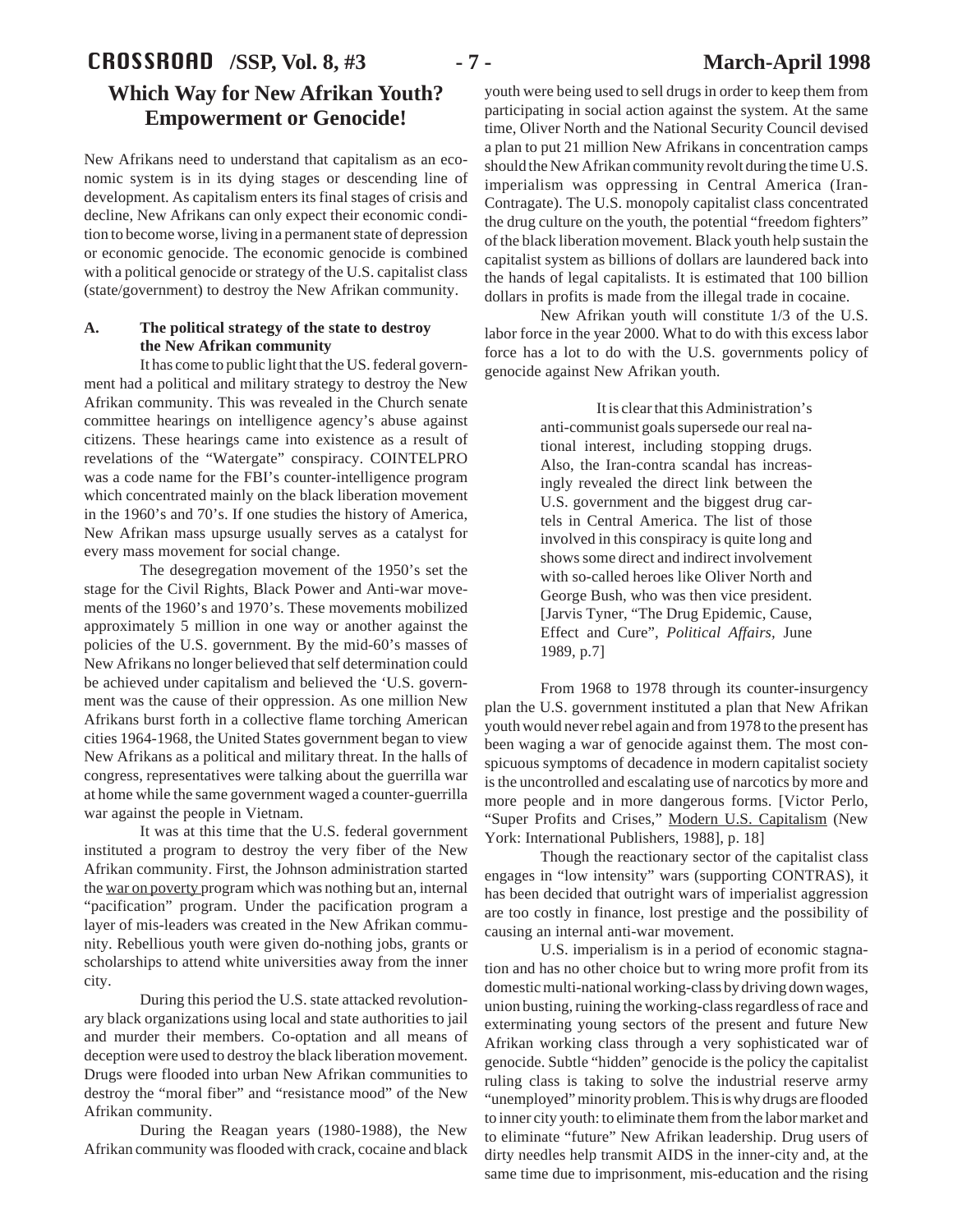# Which Way for New Afrikan Youth? Empowerment or Genocide!

New Afrikans need to understand that capitalism as an economic system is in its dying stages or descending line of development. As capitalism enters its final stages of crisis and decline, New Afrikans can only expect their economic condition to become worse, living in a permanent state of depression or economic genocide. The economic genocide is combined with a political genocide or strategy of the U.S. capitalist class (state/government) to destroy the New Afrikan community.

## A. The political strategy of the state to destroy the New Afrikan community

It has come to public light that the US. federal government had a political and military strategy to destroy the New Afrikan community. This was revealed in the Church senate committee hearings on intelligence agency's abuse against citizens. These hearings came into existence as a result of revelations of the "Watergate" conspiracy. COINTELPRO was a code name for the FBI's counter-intelligence program which concentrated mainly on the black liberation movement in the 1960's and 70's. If one studies the history of America, New Afrikan mass upsurge usually serves as a catalyst for every mass movement for social change.

The desegregation movement of the 1950's set the stage for the Civil Rights, Black Power and Anti-war movements of the 1960's and 1970's. These movements mobilized approximately 5 million in one way or another against the policies of the U.S. government. By the mid-60's masses of New Afrikans no longer believed that self determination could be achieved under capitalism and believed the 'U.S. government was the cause of their oppression. As one million New Afrikans burst forth in a collective flame torching American cities 1964-1968, the United States government began to view New Afrikans as a political and military threat. In the halls of congress, representatives were talking about the guerrilla war at home while the same government waged a counter-guerrilla war against the people in Vietnam.

It was at this time that the U.S. federal government instituted a program to destroy the very fiber of the New Afrikan community. First, the Johnson administration started the war on poverty program which was nothing but an, internal "pacification" program. Under the pacification program a layer of mis-leaders was created in the New Afrikan community. Rebellious youth were given do-nothing jobs, grants or scholarships to attend white universities away from the inner city.

During this period the U.S. state attacked revolutionary black organizations using local and state authorities to jail and murder their members. Co-optation and all means of deception were used to destroy the black liberation movement. Drugs were flooded into urban New Afrikan communities to destroy the "moral fiber" and "resistance mood" of the New Afrikan community.

During the Reagan years (1980-1988), the New Afrikan community was flooded with crack, cocaine and black youth were being used to sell drugs in order to keep them from participating in social action against the system. At the same time, Oliver North and the National Security Council devised a plan to put 21 million New Afrikans in concentration camps should the New Afrikan community revolt during the time U.S. imperialism was oppressing in Central America (Iran-Contragate). The U.S. monopoly capitalist class concentrated the drug culture on the youth, the potential "freedom fighters" of the black liberation movement. Black youth help sustain the capitalist system as billions of dollars are laundered back into the hands of legal capitalists. It is estimated that 100 billion dollars in profits is made from the illegal trade in cocaine.

New Afrikan youth will constitute 1/3 of the U.S. labor force in the year 2000. What to do with this excess labor force has a lot to do with the U.S. governments policy of genocide against New Afrikan youth.

> It is clear that this Administration's anti-communist goals supersede our real national interest, including stopping drugs. Also, the Iran-contra scandal has increasingly revealed the direct link between the U.S. government and the biggest drug cartels in Central America. The list of those involved in this conspiracy is quite long and shows some direct and indirect involvement with so-called heroes like Oliver North and George Bush, who was then vice president. [Jarvis Tyner, "The Drug Epidemic, Cause, Effect and Cure", *Political Affairs,* June 1989, p.7]

From 1968 to 1978 through its counter-insurgency plan the U.S. government instituted a plan that New Afrikan youth would never rebel again and from 1978 to the present has been waging a war of genocide against them. The most conspicuous symptoms of decadence in modern capitalist society is the uncontrolled and escalating use of narcotics by more and more people and in more dangerous forms. [Victor Perlo, "Super Profits and Crises," Modern U.S. Capitalism (New York: International Publishers, 1988], p. 18]

Though the reactionary sector of the capitalist class engages in "low intensity" wars (supporting CONTRAS), it has been decided that outright wars of imperialist aggression are too costly in finance, lost prestige and the possibility of causing an internal anti-war movement.

U.S. imperialism is in a period of economic stagnation and has no other choice but to wring more profit from its domestic multi-national working-class by driving down wages, union busting, ruining the working-class regardless of race and exterminating young sectors of the present and future New Afrikan working class through a very sophisticated war of genocide. Subtle "hidden" genocide is the policy the capitalist ruling class is taking to solve the industrial reserve army "unemployed" minority problem. This is why drugs are flooded to inner city youth: to eliminate them from the labor market and to eliminate "future" New Afrikan leadership. Drug users of dirty needles help transmit AIDS in the inner-city and, at the same time due to imprisonment, mis-education and the rising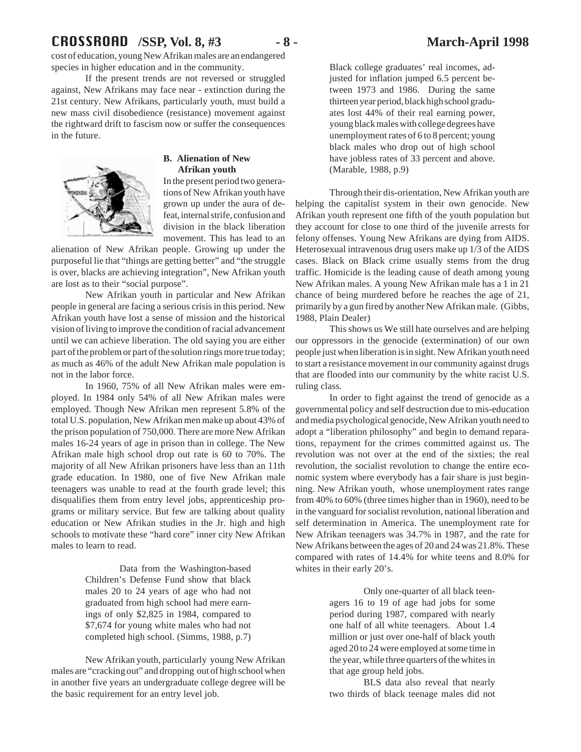cost of education, young New Afrikan males are an endangered species in higher education and in the community.

If the present trends are not reversed or struggled against, New Afrikans may face near - extinction during the 21st century. New Afrikans, particularly youth, must build a new mass civil disobedience (resistance) movement against the rightward drift to fascism now or suffer the consequences in the future.

### B. Alienation of New Afrikan youth

In the present period two generations of New Afrikan youth have grown up under the aura of defeat, internal strife, confusion and division in the black liberation movement. This has lead to an alienation of New Afrikan people. Growing up under the purposeful lie that "things are getting better" and "the struggle is over, blacks are achieving integration", New Afrikan youth are lost as to their "social purpose".

New Afrikan youth in particular and New Afrikan people in general are facing a serious crisis in this period. New Afrikan youth have lost a sense of mission and the historical vision of living to improve the condition of racial advancement until we can achieve liberation. The old saying you are either part of the problem or part of the solution rings more true today; as much as 46% of the adult New Afrikan male population is not in the labor force.

In 1960, 75% of all New Afrikan males were employed. In 1984 only 54% of all New Afrikan males were employed. Though New Afrikan men represent 5.8% of the total U.S. population, New Afrikan men make up about 43% of the prison population of 750,000. There are more New Afrikan males 16-24 years of age in prison than in college. The New Afrikan male high school drop out rate is 60 to 70%. The majority of all New Afrikan prisoners have less than an 11th grade education. In 1980, one of five New Afrikan male teenagers was unable to read at the fourth grade level; this disqualifies them from entry level jobs, apprenticeship programs or military service. But few are talking about quality education or New Afrikan studies in the Jr. high and high schools to motivate these "hard core" inner city New Afrikan males to learn to read.

> Data from the Washington-based Children's Defense Fund show that black males 20 to 24 years of age who had not graduated from high school had mere earnings of only $2,825 in 1984, compared to $7,674 for young white males who had not completed high school. (Simms, 1988, p.7)

New Afrikan youth, particularly young New Afrikan males are "cracking out" and dropping out of high school when in another five years an undergraduate college degree will be the basic requirement for an entry level job.

> Black college graduates' real incomes, adjusted for inflation jumped 6.5 percent between 1973 and 1986. During the same thirteen year period, black high school graduates lost 44% of their real earning power, young black males with college degrees have unemployment rates of 6 to 8 percent; young black males who drop out of high school have jobless rates of 33 percent and above. (Marable, 1988, p.9)

Through their dis-orientation, New Afrikan youth are helping the capitalist system in their own genocide. New Afrikan youth represent one fifth of the youth population but they account for close to one third of the juvenile arrests for felony offenses. Young New Afrikans are dying from AIDS. Heterosexual intravenous drug users make up 1/3 of the AIDS cases. Black on Black crime usually stems from the drug traffic. Homicide is the leading cause of death among young New Afrikan males. A young New Afrikan male has a 1 in 21 chance of being murdered before he reaches the age of 21, primarily by a gun fired by another New Afrikan male. (Gibbs, 1988, Plain Dealer)

This shows us We still hate ourselves and are helping our oppressors in the genocide (extermination) of our own people just when liberation is in sight. New Afrikan youth need to start a resistance movement in our community against drugs that are flooded into our community by the white racist U.S. ruling class.

In order to fight against the trend of genocide as a governmental policy and self destruction due to mis-education and media psychological genocide, New Afrikan youth need to adopt a "liberation philosophy" and begin to demand reparations, repayment for the crimes committed against us. The revolution was not over at the end of the sixties; the real revolution, the socialist revolution to change the entire economic system where everybody has a fair share is just beginning. New Afrikan youth, whose unemployment rates range from 40% to 60% (three times higher than in 1960), need to be in the vanguard for socialist revolution, national liberation and self determination in America. The unemployment rate for New Afrikan teenagers was 34.7% in 1987, and the rate for New Afrikans between the ages of 20 and 24 was 21.8%. These compared with rates of 14.4% for white teens and 8.0% for whites in their early 20's.

> Only one-quarter of all black teenagers 16 to 19 of age had jobs for some period during 1987, compared with nearly one half of all white teenagers. About 1.4 million or just over one-half of black youth aged 20 to 24 were employed at some time in the year, while three quarters of the whites in that age group held jobs.
>
> BLS data also reveal that nearly two thirds of black teenage males did not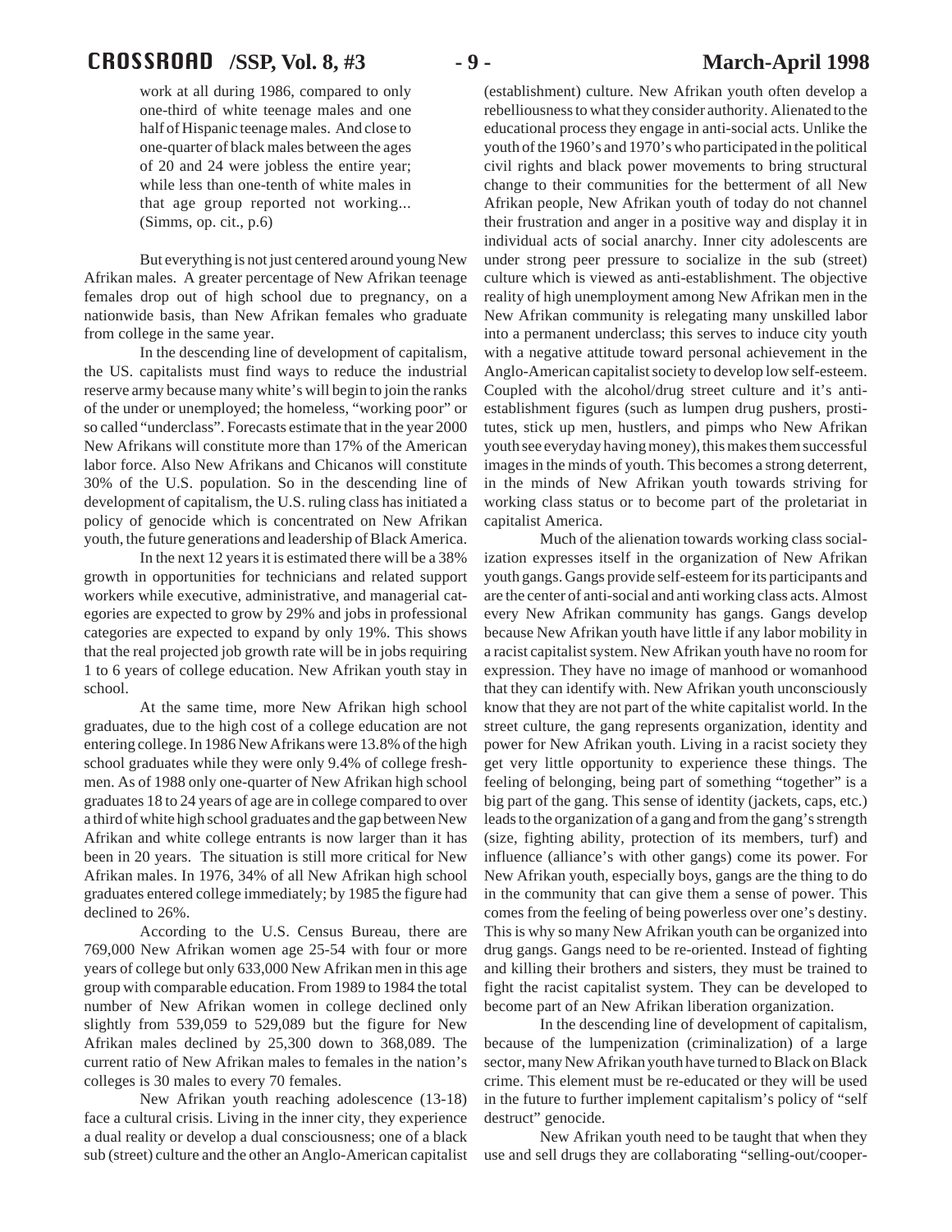> work at all during 1986, compared to only one-third of white teenage males and one half of Hispanic teenage males. And close to one-quarter of black males between the ages of 20 and 24 were jobless the entire year; while less than one-tenth of white males in that age group reported not working... (Simms, op. cit., p.6)

But everything is not just centered around young New Afrikan males. A greater percentage of New Afrikan teenage females drop out of high school due to pregnancy, on a nationwide basis, than New Afrikan females who graduate from college in the same year.

In the descending line of development of capitalism, the US. capitalists must find ways to reduce the industrial reserve army because many white's will begin to join the ranks of the under or unemployed; the homeless, "working poor" or so called "underclass". Forecasts estimate that in the year 2000 New Afrikans will constitute more than 17% of the American labor force. Also New Afrikans and Chicanos will constitute 30% of the U.S. population. So in the descending line of development of capitalism, the U.S. ruling class has initiated a policy of genocide which is concentrated on New Afrikan youth, the future generations and leadership of Black America.

In the next 12 years it is estimated there will be a 38% growth in opportunities for technicians and related support workers while executive, administrative, and managerial categories are expected to grow by 29% and jobs in professional categories are expected to expand by only 19%. This shows that the real projected job growth rate will be in jobs requiring 1 to 6 years of college education. New Afrikan youth stay in school.

At the same time, more New Afrikan high school graduates, due to the high cost of a college education are not entering college. In 1986 New Afrikans were 13.8% of the high school graduates while they were only 9.4% of college freshmen. As of 1988 only one-quarter of New Afrikan high school graduates 18 to 24 years of age are in college compared to over a third of white high school graduates and the gap between New Afrikan and white college entrants is now larger than it has been in 20 years. The situation is still more critical for New Afrikan males. In 1976, 34% of all New Afrikan high school graduates entered college immediately; by 1985 the figure had declined to 26%.

According to the U.S. Census Bureau, there are 769,000 New Afrikan women age 25-54 with four or more years of college but only 633,000 New Afrikan men in this age group with comparable education. From 1989 to 1984 the total number of New Afrikan women in college declined only slightly from 539,059 to 529,089 but the figure for New Afrikan males declined by 25,300 down to 368,089. The current ratio of New Afrikan males to females in the nation's colleges is 30 males to every 70 females.

New Afrikan youth reaching adolescence (13-18) face a cultural crisis. Living in the inner city, they experience a dual reality or develop a dual consciousness; one of a black sub (street) culture and the other an Anglo-American capitalist (establishment) culture. New Afrikan youth often develop a rebelliousness to what they consider authority. Alienated to the educational process they engage in anti-social acts. Unlike the youth of the 1960's and 1970's who participated in the political civil rights and black power movements to bring structural change to their communities for the betterment of all New Afrikan people, New Afrikan youth of today do not channel their frustration and anger in a positive way and display it in individual acts of social anarchy. Inner city adolescents are under strong peer pressure to socialize in the sub (street) culture which is viewed as anti-establishment. The objective reality of high unemployment among New Afrikan men in the New Afrikan community is relegating many unskilled labor into a permanent underclass; this serves to induce city youth with a negative attitude toward personal achievement in the Anglo-American capitalist society to develop low self-esteem. Coupled with the alcohol/drug street culture and it's anti-establishment figures (such as lumpen drug pushers, prostitutes, stick up men, hustlers, and pimps who New Afrikan youth see everyday having money), this makes them successful images in the minds of youth. This becomes a strong deterrent, in the minds of New Afrikan youth towards striving for working class status or to become part of the proletariat in capitalist America.

Much of the alienation towards working class socialization expresses itself in the organization of New Afrikan youth gangs. Gangs provide self-esteem for its participants and are the center of anti-social and anti working class acts. Almost every New Afrikan community has gangs. Gangs develop because New Afrikan youth have little if any labor mobility in a racist capitalist system. New Afrikan youth have no room for expression. They have no image of manhood or womanhood that they can identify with. New Afrikan youth unconsciously know that they are not part of the white capitalist world. In the street culture, the gang represents organization, identity and power for New Afrikan youth. Living in a racist society they get very little opportunity to experience these things. The feeling of belonging, being part of something "together" is a big part of the gang. This sense of identity (jackets, caps, etc.) leads to the organization of a gang and from the gang's strength (size, fighting ability, protection of its members, turf) and influence (alliance's with other gangs) come its power. For New Afrikan youth, especially boys, gangs are the thing to do in the community that can give them a sense of power. This comes from the feeling of being powerless over one's destiny. This is why so many New Afrikan youth can be organized into drug gangs. Gangs need to be re-oriented. Instead of fighting and killing their brothers and sisters, they must be trained to fight the racist capitalist system. They can be developed to become part of an New Afrikan liberation organization.

In the descending line of development of capitalism, because of the lumpenization (criminalization) of a large sector, many New Afrikan youth have turned to Black on Black crime. This element must be re-educated or they will be used in the future to further implement capitalism's policy of "self destruct" genocide.

New Afrikan youth need to be taught that when they use and sell drugs they are collaborating "selling-out/cooper-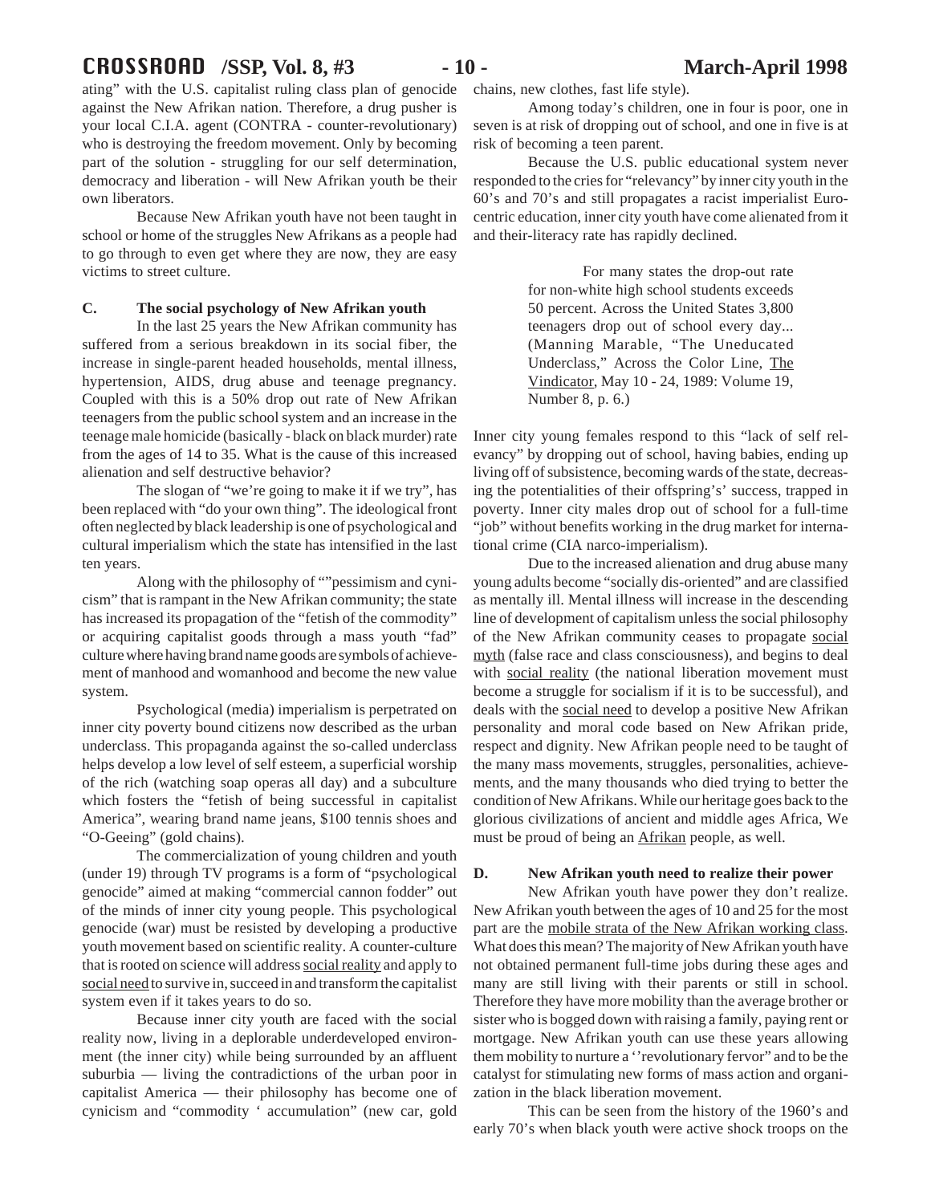ating" with the U.S. capitalist ruling class plan of genocide against the New Afrikan nation. Therefore, a drug pusher is your local C.I.A. agent (CONTRA - counter-revolutionary) who is destroying the freedom movement. Only by becoming part of the solution - struggling for our self determination, democracy and liberation - will New Afrikan youth be their own liberators.

Because New Afrikan youth have not been taught in school or home of the struggles New Afrikans as a people had to go through to even get where they are now, they are easy victims to street culture.

**C. The social psychology of New Afrikan youth**

In the last 25 years the New Afrikan community has suffered from a serious breakdown in its social fiber, the increase in single-parent headed households, mental illness, hypertension, AIDS, drug abuse and teenage pregnancy. Coupled with this is a 50% drop out rate of New Afrikan teenagers from the public school system and an increase in the teenage male homicide (basically - black on black murder) rate from the ages of 14 to 35. What is the cause of this increased alienation and self destructive behavior?

The slogan of "we're going to make it if we try", has been replaced with "do your own thing". The ideological front often neglected by black leadership is one of psychological and cultural imperialism which the state has intensified in the last ten years.

Along with the philosophy of ""pessimism and cynicism" that is rampant in the New Afrikan community; the state has increased its propagation of the "fetish of the commodity" or acquiring capitalist goods through a mass youth "fad" culture where having brand name goods are symbols of achievement of manhood and womanhood and become the new value system.

Psychological (media) imperialism is perpetrated on inner city poverty bound citizens now described as the urban underclass. This propaganda against the so-called underclass helps develop a low level of self esteem, a superficial worship of the rich (watching soap operas all day) and a subculture which fosters the "fetish of being successful in capitalist America", wearing brand name jeans, $100 tennis shoes and "O-Geeing" (gold chains).

The commercialization of young children and youth (under 19) through TV programs is a form of "psychological genocide" aimed at making "commercial cannon fodder" out of the minds of inner city young people. This psychological genocide (war) must be resisted by developing a productive youth movement based on scientific reality. A counter-culture that is rooted on science will address social reality and apply to social need to survive in, succeed in and transform the capitalist system even if it takes years to do so.

Because inner city youth are faced with the social reality now, living in a deplorable underdeveloped environment (the inner city) while being surrounded by an affluent suburbia — living the contradictions of the urban poor in capitalist America — their philosophy has become one of cynicism and "commodity ' accumulation" (new car, gold chains, new clothes, fast life style).

Among today's children, one in four is poor, one in seven is at risk of dropping out of school, and one in five is at risk of becoming a teen parent.

Because the U.S. public educational system never responded to the cries for "relevancy" by inner city youth in the 60's and 70's and still propagates a racist imperialist Euro-centric education, inner city youth have come alienated from it and their-literacy rate has rapidly declined.

> For many states the drop-out rate for non-white high school students exceeds 50 percent. Across the United States 3,800 teenagers drop out of school every day... (Manning Marable, "The Uneducated Underclass," Across the Color Line, The Vindicator, May 10 - 24, 1989: Volume 19, Number 8, p. 6.)

Inner city young females respond to this "lack of self relevancy" by dropping out of school, having babies, ending up living off of subsistence, becoming wards of the state, decreasing the potentialities of their offspring's' success, trapped in poverty. Inner city males drop out of school for a full-time "job" without benefits working in the drug market for international crime (CIA narco-imperialism).

Due to the increased alienation and drug abuse many young adults become "socially dis-oriented" and are classified as mentally ill. Mental illness will increase in the descending line of development of capitalism unless the social philosophy of the New Afrikan community ceases to propagate social myth (false race and class consciousness), and begins to deal with social reality (the national liberation movement must become a struggle for socialism if it is to be successful), and deals with the social need to develop a positive New Afrikan personality and moral code based on New Afrikan pride, respect and dignity. New Afrikan people need to be taught of the many mass movements, struggles, personalities, achievements, and the many thousands who died trying to better the condition of New Afrikans. While our heritage goes back to the glorious civilizations of ancient and middle ages Africa, We must be proud of being an Afrikan people, as well.

**D. New Afrikan youth need to realize their power**

New Afrikan youth have power they don't realize. New Afrikan youth between the ages of 10 and 25 for the most part are the mobile strata of the New Afrikan working class. What does this mean? The majority of New Afrikan youth have not obtained permanent full-time jobs during these ages and many are still living with their parents or still in school. Therefore they have more mobility than the average brother or sister who is bogged down with raising a family, paying rent or mortgage. New Afrikan youth can use these years allowing them mobility to nurture a ''revolutionary fervor" and to be the catalyst for stimulating new forms of mass action and organization in the black liberation movement.

This can be seen from the history of the 1960's and early 70's when black youth were active shock troops on the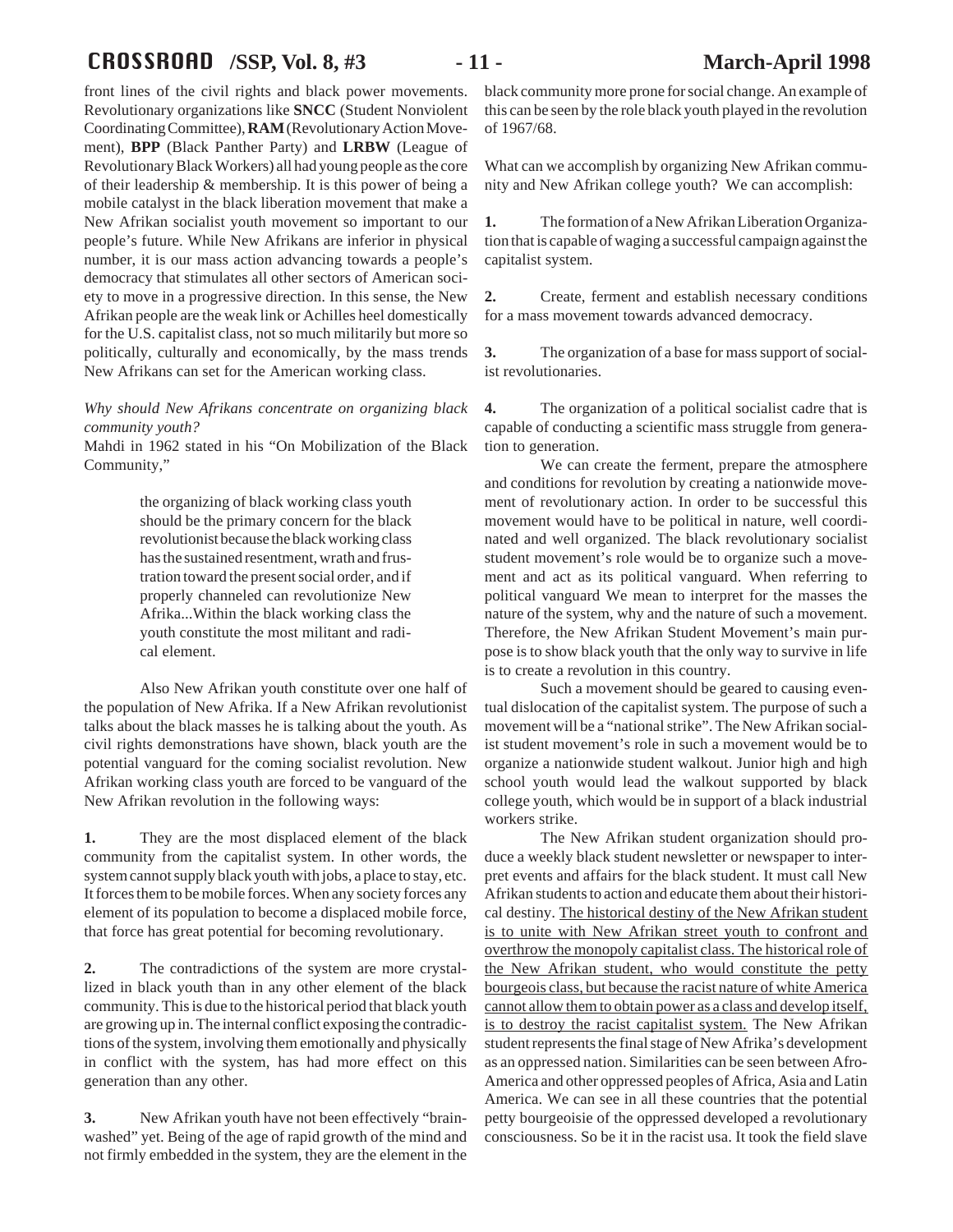front lines of the civil rights and black power movements. Revolutionary organizations like **SNCC** (Student Nonviolent Coordinating Committee), **RAM** (Revolutionary Action Movement), **BPP** (Black Panther Party) and **LRBW** (League of Revolutionary Black Workers) all had young people as the core of their leadership & membership. It is this power of being a mobile catalyst in the black liberation movement that make a New Afrikan socialist youth movement so important to our people's future. While New Afrikans are inferior in physical number, it is our mass action advancing towards a people's democracy that stimulates all other sectors of American society to move in a progressive direction. In this sense, the New Afrikan people are the weak link or Achilles heel domestically for the U.S. capitalist class, not so much militarily but more so politically, culturally and economically, by the mass trends New Afrikans can set for the American working class.

*Why should New Afrikans concentrate on organizing black community youth?*

Mahdi in 1962 stated in his "On Mobilization of the Black Community,"

> the organizing of black working class youth should be the primary concern for the black revolutionist because the black working class has the sustained resentment, wrath and frustration toward the present social order, and if properly channeled can revolutionize New Afrika...Within the black working class the youth constitute the most militant and radical element.

Also New Afrikan youth constitute over one half of the population of New Afrika. If a New Afrikan revolutionist talks about the black masses he is talking about the youth. As civil rights demonstrations have shown, black youth are the potential vanguard for the coming socialist revolution. New Afrikan working class youth are forced to be vanguard of the New Afrikan revolution in the following ways:

**1.** They are the most displaced element of the black community from the capitalist system. In other words, the system cannot supply black youth with jobs, a place to stay, etc. It forces them to be mobile forces. When any society forces any element of its population to become a displaced mobile force, that force has great potential for becoming revolutionary.

**2.** The contradictions of the system are more crystallized in black youth than in any other element of the black community. This is due to the historical period that black youth are growing up in. The internal conflict exposing the contradictions of the system, involving them emotionally and physically in conflict with the system, has had more effect on this generation than any other.

**3.** New Afrikan youth have not been effectively "brainwashed" yet. Being of the age of rapid growth of the mind and not firmly embedded in the system, they are the element in the black community more prone for social change. An example of this can be seen by the role black youth played in the revolution of 1967/68.

What can we accomplish by organizing New Afrikan community and New Afrikan college youth? We can accomplish:

**1.** The formation of a New Afrikan Liberation Organization that is capable of waging a successful campaign against the capitalist system.

**2.** Create, ferment and establish necessary conditions for a mass movement towards advanced democracy.

**3.** The organization of a base for mass support of socialist revolutionaries.

**4.** The organization of a political socialist cadre that is capable of conducting a scientific mass struggle from generation to generation.

We can create the ferment, prepare the atmosphere and conditions for revolution by creating a nationwide movement of revolutionary action. In order to be successful this movement would have to be political in nature, well coordinated and well organized. The black revolutionary socialist student movement's role would be to organize such a movement and act as its political vanguard. When referring to political vanguard We mean to interpret for the masses the nature of the system, why and the nature of such a movement. Therefore, the New Afrikan Student Movement's main purpose is to show black youth that the only way to survive in life is to create a revolution in this country.

Such a movement should be geared to causing eventual dislocation of the capitalist system. The purpose of such a movement will be a "national strike". The New Afrikan socialist student movement's role in such a movement would be to organize a nationwide student walkout. Junior high and high school youth would lead the walkout supported by black college youth, which would be in support of a black industrial workers strike.

The New Afrikan student organization should produce a weekly black student newsletter or newspaper to interpret events and affairs for the black student. It must call New Afrikan students to action and educate them about their historical destiny. <u>The historical destiny of the New Afrikan student is to unite with New Afrikan street youth to confront and overthrow the monopoly capitalist class. The historical role of the New Afrikan student, who would constitute the petty bourgeois class, but because the racist nature of white America cannot allow them to obtain power as a class and develop itself, is to destroy the racist capitalist system.</u> The New Afrikan student represents the final stage of New Afrika's development as an oppressed nation. Similarities can be seen between Afro-America and other oppressed peoples of Africa, Asia and Latin America. We can see in all these countries that the potential petty bourgeoisie of the oppressed developed a revolutionary consciousness. So be it in the racist usa. It took the field slave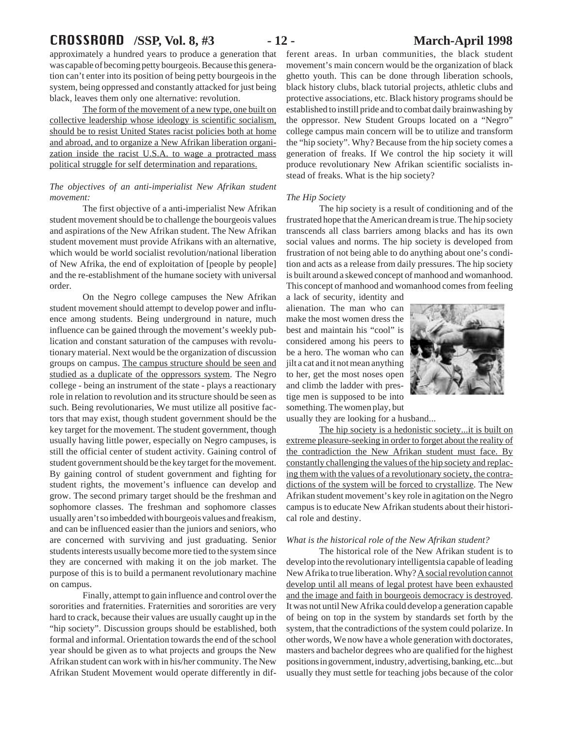approximately a hundred years to produce a generation that was capable of becoming petty bourgeois. Because this generation can't enter into its position of being petty bourgeois in the system, being oppressed and constantly attacked for just being black, leaves them only one alternative: revolution.

The form of the movement of a new type, one built on collective leadership whose ideology is scientific socialism, should be to resist United States racist policies both at home and abroad, and to organize a New Afrikan liberation organization inside the racist U.S.A. to wage a protracted mass political struggle for self determination and reparations.

*The objectives of an anti-imperialist New Afrikan student movement:*

The first objective of a anti-imperialist New Afrikan student movement should be to challenge the bourgeois values and aspirations of the New Afrikan student. The New Afrikan student movement must provide Afrikans with an alternative, which would be world socialist revolution/national liberation of New Afrika, the end of exploitation of [people by people] and the re-establishment of the humane society with universal order.

On the Negro college campuses the New Afrikan student movement should attempt to develop power and influence among students. Being underground in nature, much influence can be gained through the movement's weekly publication and constant saturation of the campuses with revolutionary material. Next would be the organization of discussion groups on campus. The campus structure should be seen and studied as a duplicate of the oppressors system. The Negro college - being an instrument of the state - plays a reactionary role in relation to revolution and its structure should be seen as such. Being revolutionaries, We must utilize all positive factors that may exist, though student government should be the key target for the movement. The student government, though usually having little power, especially on Negro campuses, is still the official center of student activity. Gaining control of student government should be the key target for the movement. By gaining control of student government and fighting for student rights, the movement's influence can develop and grow. The second primary target should be the freshman and sophomore classes. The freshman and sophomore classes usually aren't so imbedded with bourgeois values and freakism, and can be influenced easier than the juniors and seniors, who are concerned with surviving and just graduating. Senior students interests usually become more tied to the system since they are concerned with making it on the job market. The purpose of this is to build a permanent revolutionary machine on campus.

Finally, attempt to gain influence and control over the sororities and fraternities. Fraternities and sororities are very hard to crack, because their values are usually caught up in the "hip society". Discussion groups should be established, both formal and informal. Orientation towards the end of the school year should be given as to what projects and groups the New Afrikan student can work with in his/her community. The New Afrikan Student Movement would operate differently in different areas. In urban communities, the black student movement's main concern would be the organization of black ghetto youth. This can be done through liberation schools, black history clubs, black tutorial projects, athletic clubs and protective associations, etc. Black history programs should be established to instill pride and to combat daily brainwashing by the oppressor. New Student Groups located on a "Negro" college campus main concern will be to utilize and transform the "hip society". Why? Because from the hip society comes a generation of freaks. If We control the hip society it will produce revolutionary New Afrikan scientific socialists instead of freaks. What is the hip society?

*The Hip Society*

The hip society is a result of conditioning and of the frustrated hope that the American dream is true. The hip society transcends all class barriers among blacks and has its own social values and norms. The hip society is developed from frustration of not being able to do anything about one's condition and acts as a release from daily pressures. The hip society is built around a skewed concept of manhood and womanhood. This concept of manhood and womanhood comes from feeling a lack of security, identity and alienation. The man who can make the most women dress the best and maintain his "cool" is considered among his peers to be a hero. The woman who can jilt a cat and it not mean anything to her, get the most noses open and climb the ladder with prestige men is supposed to be into something. The women play, but usually they are looking for a husband...

The hip society is a hedonistic society...it is built on extreme pleasure-seeking in order to forget about the reality of the contradiction the New Afrikan student must face. By constantly challenging the values of the hip society and replacing them with the values of a revolutionary society, the contradictions of the system will be forced to crystallize. The New Afrikan student movement's key role in agitation on the Negro campus is to educate New Afrikan students about their historical role and destiny.

*What is the historical role of the New Afrikan student?*

The historical role of the New Afrikan student is to develop into the revolutionary intelligentsia capable of leading New Afrika to true liberation. Why? A social revolution cannot develop until all means of legal protest have been exhausted and the image and faith in bourgeois democracy is destroyed. It was not until New Afrika could develop a generation capable of being on top in the system by standards set forth by the system, that the contradictions of the system could polarize. In other words, We now have a whole generation with doctorates, masters and bachelor degrees who are qualified for the highest positions in government, industry, advertising, banking, etc...but usually they must settle for teaching jobs because of the color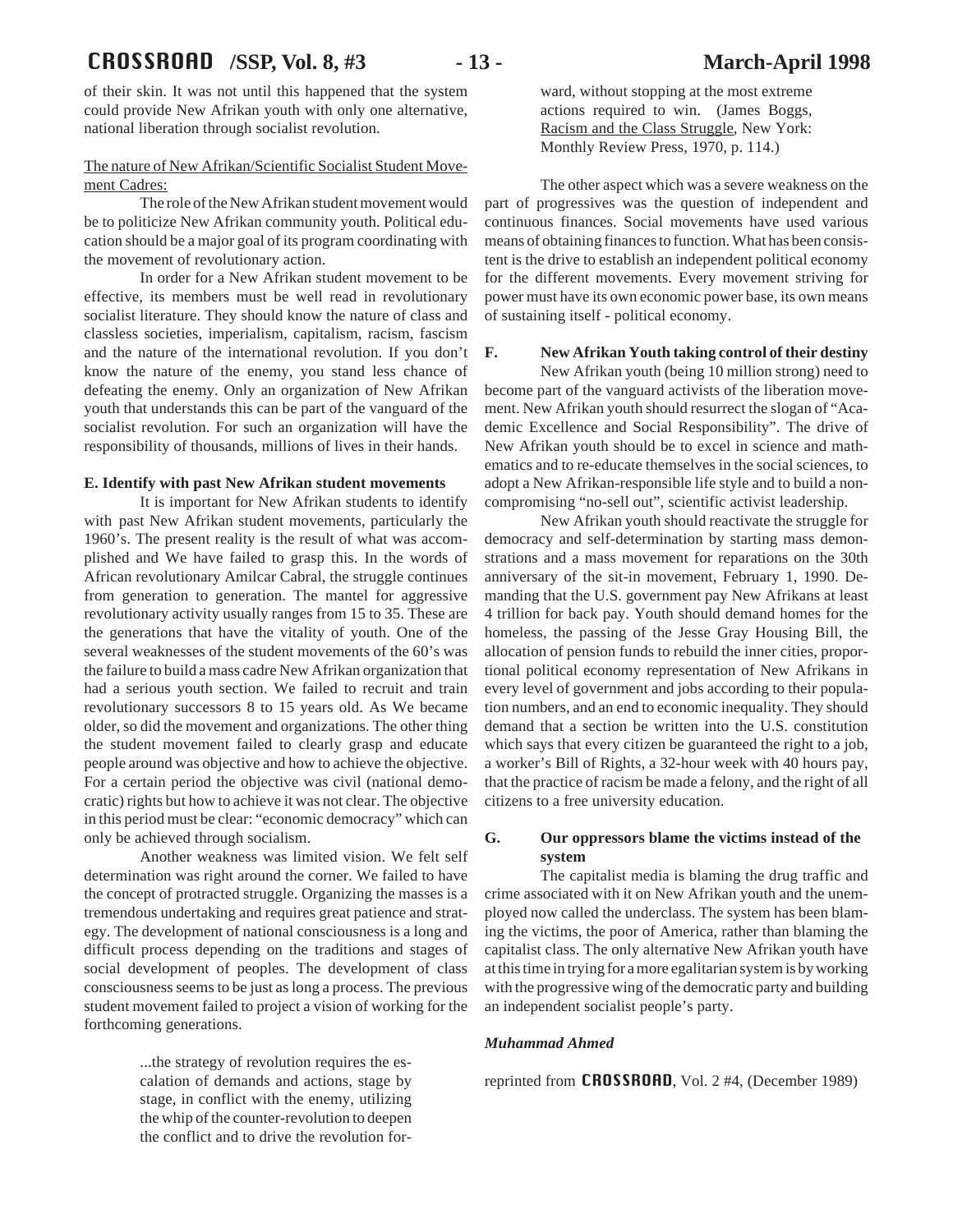of their skin. It was not until this happened that the system could provide New Afrikan youth with only one alternative, national liberation through socialist revolution.

The nature of New Afrikan/Scientific Socialist Student Movement Cadres:

The role of the New Afrikan student movement would be to politicize New Afrikan community youth. Political education should be a major goal of its program coordinating with the movement of revolutionary action.

In order for a New Afrikan student movement to be effective, its members must be well read in revolutionary socialist literature. They should know the nature of class and classless societies, imperialism, capitalism, racism, fascism and the nature of the international revolution. If you don't know the nature of the enemy, you stand less chance of defeating the enemy. Only an organization of New Afrikan youth that understands this can be part of the vanguard of the socialist revolution. For such an organization will have the responsibility of thousands, millions of lives in their hands.

**E. Identify with past New Afrikan student movements**

It is important for New Afrikan students to identify with past New Afrikan student movements, particularly the 1960's. The present reality is the result of what was accomplished and We have failed to grasp this. In the words of African revolutionary Amilcar Cabral, the struggle continues from generation to generation. The mantel for aggressive revolutionary activity usually ranges from 15 to 35. These are the generations that have the vitality of youth. One of the several weaknesses of the student movements of the 60's was the failure to build a mass cadre New Afrikan organization that had a serious youth section. We failed to recruit and train revolutionary successors 8 to 15 years old. As We became older, so did the movement and organizations. The other thing the student movement failed to clearly grasp and educate people around was objective and how to achieve the objective. For a certain period the objective was civil (national democratic) rights but how to achieve it was not clear. The objective in this period must be clear: "economic democracy" which can only be achieved through socialism.

Another weakness was limited vision. We felt self determination was right around the corner. We failed to have the concept of protracted struggle. Organizing the masses is a tremendous undertaking and requires great patience and strategy. The development of national consciousness is a long and difficult process depending on the traditions and stages of social development of peoples. The development of class consciousness seems to be just as long a process. The previous student movement failed to project a vision of working for the forthcoming generations.

> ...the strategy of revolution requires the escalation of demands and actions, stage by stage, in conflict with the enemy, utilizing the whip of the counter-revolution to deepen the conflict and to drive the revolution forward, without stopping at the most extreme actions required to win. (James Boggs, Racism and the Class Struggle, New York: Monthly Review Press, 1970, p. 114.)

The other aspect which was a severe weakness on the part of progressives was the question of independent and continuous finances. Social movements have used various means of obtaining finances to function. What has been consistent is the drive to establish an independent political economy for the different movements. Every movement striving for power must have its own economic power base, its own means of sustaining itself - political economy.

**F. New Afrikan Youth taking control of their destiny**

New Afrikan youth (being 10 million strong) need to become part of the vanguard activists of the liberation movement. New Afrikan youth should resurrect the slogan of "Academic Excellence and Social Responsibility". The drive of New Afrikan youth should be to excel in science and mathematics and to re-educate themselves in the social sciences, to adopt a New Afrikan-responsible life style and to build a non-compromising "no-sell out", scientific activist leadership.

New Afrikan youth should reactivate the struggle for democracy and self-determination by starting mass demonstrations and a mass movement for reparations on the 30th anniversary of the sit-in movement, February 1, 1990. Demanding that the U.S. government pay New Afrikans at least 4 trillion for back pay. Youth should demand homes for the homeless, the passing of the Jesse Gray Housing Bill, the allocation of pension funds to rebuild the inner cities, proportional political economy representation of New Afrikans in every level of government and jobs according to their population numbers, and an end to economic inequality. They should demand that a section be written into the U.S. constitution which says that every citizen be guaranteed the right to a job, a worker's Bill of Rights, a 32-hour week with 40 hours pay, that the practice of racism be made a felony, and the right of all citizens to a free university education.

**G. Our oppressors blame the victims instead of the system**

The capitalist media is blaming the drug traffic and crime associated with it on New Afrikan youth and the unemployed now called the underclass. The system has been blaming the victims, the poor of America, rather than blaming the capitalist class. The only alternative New Afrikan youth have at this time in trying for a more egalitarian system is by working with the progressive wing of the democratic party and building an independent socialist people's party.

***Muhammad Ahmed***

reprinted from **CROSSROAD**, Vol. 2 #4, (December 1989)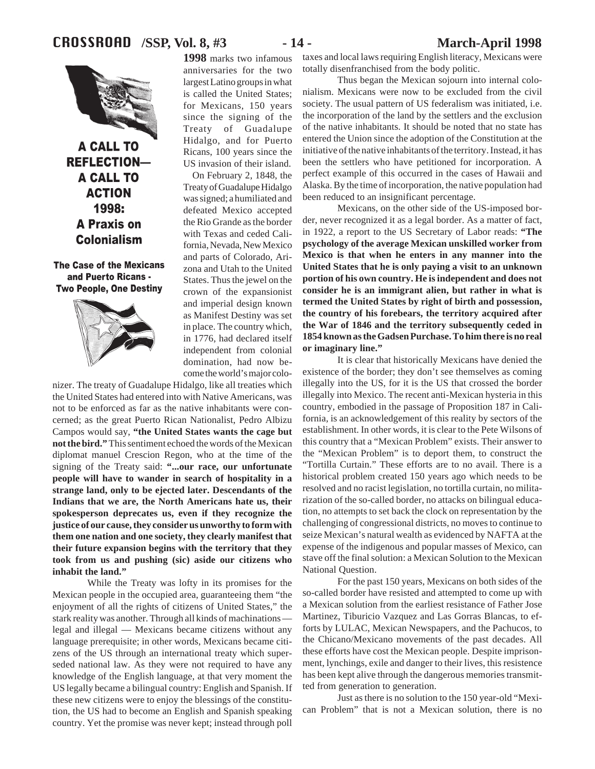# A CALL TO REFLECTION— A CALL TO ACTION 1998: A Praxis on Colonialism

## The Case of the Mexicans and Puerto Ricans - Two People, One Destiny

**1998** marks two infamous anniversaries for the two largest Latino groups in what is called the United States; for Mexicans, 150 years since the signing of the Treaty of Guadalupe Hidalgo, and for Puerto Ricans, 100 years since the US invasion of their island.

On February 2, 1848, the Treaty of Guadalupe Hidalgo was signed; a humiliated and defeated Mexico accepted the Rio Grande as the border with Texas and ceded California, Nevada, New Mexico and parts of Colorado, Arizona and Utah to the United States. Thus the jewel on the crown of the expansionist and imperial design known as Manifest Destiny was set in place. The country which, in 1776, had declared itself independent from colonial domination, had now become the world's major colonizer. The treaty of Guadalupe Hidalgo, like all treaties which the United States had entered into with Native Americans, was not to be enforced as far as the native inhabitants were concerned; as the great Puerto Rican Nationalist, Pedro Albizu Campos would say, **"the United States wants the cage but not the bird."** This sentiment echoed the words of the Mexican diplomat manuel Crescion Regon, who at the time of the signing of the Treaty said: **"...our race, our unfortunate people will have to wander in search of hospitality in a strange land, only to be ejected later. Descendants of the Indians that we are, the North Americans hate us, their spokesperson deprecates us, even if they recognize the justice of our cause, they consider us unworthy to form with them one nation and one society, they clearly manifest that their future expansion begins with the territory that they took from us and pushing (sic) aside our citizens who inhabit the land."**

While the Treaty was lofty in its promises for the Mexican people in the occupied area, guaranteeing them "the enjoyment of all the rights of citizens of United States," the stark reality was another. Through all kinds of machinations — legal and illegal — Mexicans became citizens without any language prerequisite; in other words, Mexicans became citizens of the US through an international treaty which superseded national law. As they were not required to have any knowledge of the English language, at that very moment the US legally became a bilingual country: English and Spanish. If these new citizens were to enjoy the blessings of the constitution, the US had to become an English and Spanish speaking country. Yet the promise was never kept; instead through poll taxes and local laws requiring English literacy, Mexicans were totally disenfranchised from the body politic.

Thus began the Mexican sojourn into internal colonialism. Mexicans were now to be excluded from the civil society. The usual pattern of US federalism was initiated, i.e. the incorporation of the land by the settlers and the exclusion of the native inhabitants. It should be noted that no state has entered the Union since the adoption of the Constitution at the initiative of the native inhabitants of the territory. Instead, it has been the settlers who have petitioned for incorporation. A perfect example of this occurred in the cases of Hawaii and Alaska. By the time of incorporation, the native population had been reduced to an insignificant percentage.

Mexicans, on the other side of the US-imposed border, never recognized it as a legal border. As a matter of fact, in 1922, a report to the US Secretary of Labor reads: **"The psychology of the average Mexican unskilled worker from Mexico is that when he enters in any manner into the United States that he is only paying a visit to an unknown portion of his own country. He is independent and does not consider he is an immigrant alien, but rather in what is termed the United States by right of birth and possession, the country of his forebears, the territory acquired after the War of 1846 and the territory subsequently ceded in 1854 known as the Gadsen Purchase. To him there is no real or imaginary line."**

It is clear that historically Mexicans have denied the existence of the border; they don't see themselves as coming illegally into the US, for it is the US that crossed the border illegally into Mexico. The recent anti-Mexican hysteria in this country, embodied in the passage of Proposition 187 in California, is an acknowledgement of this reality by sectors of the establishment. In other words, it is clear to the Pete Wilsons of this country that a "Mexican Problem" exists. Their answer to the "Mexican Problem" is to deport them, to construct the "Tortilla Curtain." These efforts are to no avail. There is a historical problem created 150 years ago which needs to be resolved and no racist legislation, no tortilla curtain, no militarization of the so-called border, no attacks on bilingual education, no attempts to set back the clock on representation by the challenging of congressional districts, no moves to continue to seize Mexican's natural wealth as evidenced by NAFTA at the expense of the indigenous and popular masses of Mexico, can stave off the final solution: a Mexican Solution to the Mexican National Question.

For the past 150 years, Mexicans on both sides of the so-called border have resisted and attempted to come up with a Mexican solution from the earliest resistance of Father Jose Martinez, Tiburicio Vazquez and Las Gorras Blancas, to efforts by LULAC, Mexican Newspapers, and the Pachucos, to the Chicano/Mexicano movements of the past decades. All these efforts have cost the Mexican people. Despite imprisonment, lynchings, exile and danger to their lives, this resistence has been kept alive through the dangerous memories transmitted from generation to generation.

Just as there is no solution to the 150 year-old "Mexican Problem" that is not a Mexican solution, there is no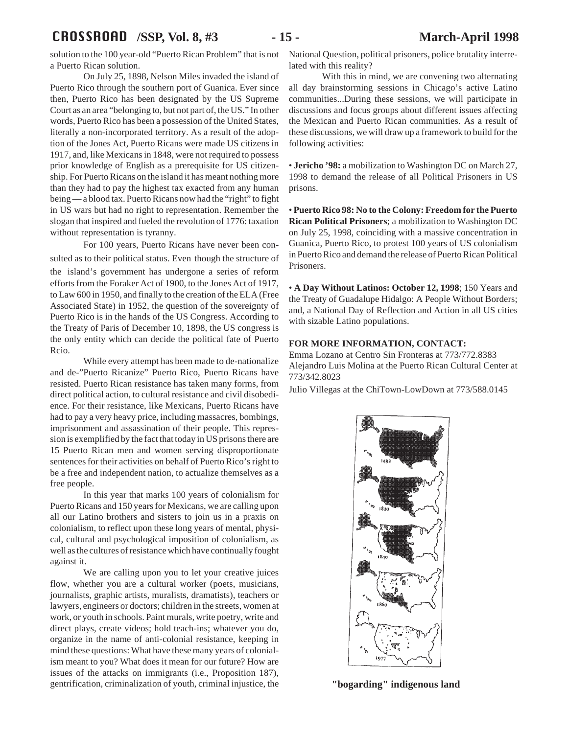solution to the 100 year-old "Puerto Rican Problem" that is not a Puerto Rican solution.

On July 25, 1898, Nelson Miles invaded the island of Puerto Rico through the southern port of Guanica. Ever since then, Puerto Rico has been designated by the US Supreme Court as an area "belonging to, but not part of, the US." In other words, Puerto Rico has been a possession of the United States, literally a non-incorporated territory. As a result of the adoption of the Jones Act, Puerto Ricans were made US citizens in 1917, and, like Mexicans in 1848, were not required to possess prior knowledge of English as a prerequisite for US citizenship. For Puerto Ricans on the island it has meant nothing more than they had to pay the highest tax exacted from any human being — a blood tax. Puerto Ricans now had the "right" to fight in US wars but had no right to representation. Remember the slogan that inspired and fueled the revolution of 1776: taxation without representation is tyranny.

For 100 years, Puerto Ricans have never been consulted as to their political status. Even though the structure of the island's government has undergone a series of reform efforts from the Foraker Act of 1900, to the Jones Act of 1917, to Law 600 in 1950, and finally to the creation of the ELA (Free Associated State) in 1952, the question of the sovereignty of Puerto Rico is in the hands of the US Congress. According to the Treaty of Paris of December 10, 1898, the US congress is the only entity which can decide the political fate of Puerto Rcio.

While every attempt has been made to de-nationalize and de-"Puerto Ricanize" Puerto Rico, Puerto Ricans have resisted. Puerto Rican resistance has taken many forms, from direct political action, to cultural resistance and civil disobedience. For their resistance, like Mexicans, Puerto Ricans have had to pay a very heavy price, including massacres, bombings, imprisonment and assassination of their people. This repression is exemplified by the fact that today in US prisons there are 15 Puerto Rican men and women serving disproportionate sentences for their activities on behalf of Puerto Rico's right to be a free and independent nation, to actualize themselves as a free people.

In this year that marks 100 years of colonialism for Puerto Ricans and 150 years for Mexicans, we are calling upon all our Latino brothers and sisters to join us in a praxis on colonialism, to reflect upon these long years of mental, physical, cultural and psychological imposition of colonialism, as well as the cultures of resistance which have continually fought against it.

We are calling upon you to let your creative juices flow, whether you are a cultural worker (poets, musicians, journalists, graphic artists, muralists, dramatists), teachers or lawyers, engineers or doctors; children in the streets, women at work, or youth in schools. Paint murals, write poetry, write and direct plays, create videos; hold teach-ins; whatever you do, organize in the name of anti-colonial resistance, keeping in mind these questions: What have these many years of colonialism meant to you? What does it mean for our future? How are issues of the attacks on immigrants (i.e., Proposition 187), gentrification, criminalization of youth, criminal injustice, the National Question, political prisoners, police brutality interrelated with this reality?

With this in mind, we are convening two alternating all day brainstorming sessions in Chicago's active Latino communities...During these sessions, we will participate in discussions and focus groups about different issues affecting the Mexican and Puerto Rican communities. As a result of these discussions, we will draw up a framework to build for the following activities:

- **Jericho '98:** a mobilization to Washington DC on March 27, 1998 to demand the release of all Political Prisoners in US prisons.

- **Puerto Rico 98: No to the Colony: Freedom for the Puerto Rican Political Prisoners**; a mobilization to Washington DC on July 25, 1998, coinciding with a massive concentration in Guanica, Puerto Rico, to protest 100 years of US colonialism in Puerto Rico and demand the release of Puerto Rican Political Prisoners.

- **A Day Without Latinos: October 12, 1998**; 150 Years and the Treaty of Guadalupe Hidalgo: A People Without Borders; and, a National Day of Reflection and Action in all US cities with sizable Latino populations.

**FOR MORE INFORMATION, CONTACT:**

Emma Lozano at Centro Sin Fronteras at 773/772.8383
Alejandro Luis Molina at the Puerto Rican Cultural Center at 773/342.8023
Julio Villegas at the ChiTown-LowDown at 773/588.0145

1492

1820

1840

1860

1977

**"bogarding" indigenous land**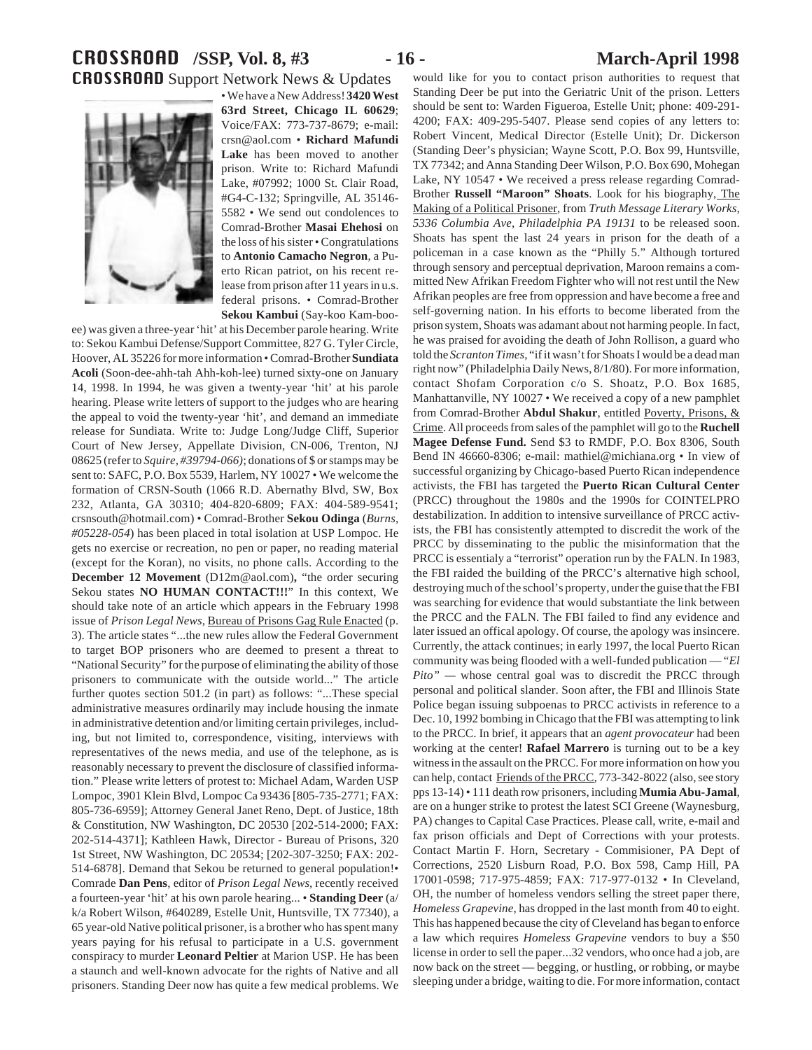## CROSSROAD Support Network News & Updates

• We have a New Address! **3420 West 63rd Street, Chicago IL 60629**; Voice/FAX: 773-737-8679; e-mail: crsn@aol.com • **Richard Mafundi Lake** has been moved to another prison. Write to: Richard Mafundi Lake, #07992; 1000 St. Clair Road, #G4-C-132; Springville, AL 35146-5582 • We send out condolences to Comrad-Brother **Masai Ehehosi** on the loss of his sister • Congratulations to **Antonio Camacho Negron**, a Puerto Rican patriot, on his recent release from prison after 11 years in u.s. federal prisons. • Comrad-Brother **Sekou Kambui** (Say-koo Kam-boo-ee) was given a three-year 'hit' at his December parole hearing. Write to: Sekou Kambui Defense/Support Committee, 827 G. Tyler Circle, Hoover, AL 35226 for more information • Comrad-Brother **Sundiata Acoli** (Soon-dee-ahh-tah Ahh-koh-lee) turned sixty-one on January 14, 1998. In 1994, he was given a twenty-year 'hit' at his parole hearing. Please write letters of support to the judges who are hearing the appeal to void the twenty-year 'hit', and demand an immediate release for Sundiata. Write to: Judge Long/Judge Cliff, Superior Court of New Jersey, Appellate Division, CN-006, Trenton, NJ 08625 (refer to *Squire, #39794-066)*; donations of $ or stamps may be sent to: SAFC, P.O. Box 5539, Harlem, NY 10027 • We welcome the formation of CRSN-South (1066 R.D. Abernathy Blvd, SW, Box 232, Atlanta, GA 30310; 404-820-6809; FAX: 404-589-9541; crsnsouth@hotmail.com) • Comrad-Brother **Sekou Odinga** (*Burns, #05228-054*) has been placed in total isolation at USP Lompoc. He gets no exercise or recreation, no pen or paper, no reading material (except for the Koran), no visits, no phone calls. According to the **December 12 Movement** (D12m@aol.com)**,** "the order securing Sekou states **NO HUMAN CONTACT!!!**" In this context, We should take note of an article which appears in the February 1998 issue of *Prison Legal News*, Bureau of Prisons Gag Rule Enacted (p. 3). The article states "...the new rules allow the Federal Government to target BOP prisoners who are deemed to present a threat to "National Security" for the purpose of eliminating the ability of those prisoners to communicate with the outside world..." The article further quotes section 501.2 (in part) as follows: "...These special administrative measures ordinarily may include housing the inmate in administrative detention and/or limiting certain privileges, including, but not limited to, correspondence, visiting, interviews with representatives of the news media, and use of the telephone, as is reasonably necessary to prevent the disclosure of classified information." Please write letters of protest to: Michael Adam, Warden USP Lompoc, 3901 Klein Blvd, Lompoc Ca 93436 [805-735-2771; FAX: 805-736-6959]; Attorney General Janet Reno, Dept. of Justice, 18th & Constitution, NW Washington, DC 20530 [202-514-2000; FAX: 202-514-4371]; Kathleen Hawk, Director - Bureau of Prisons, 320 1st Street, NW Washington, DC 20534; [202-307-3250; FAX: 202-514-6878]. Demand that Sekou be returned to general population!• Comrade **Dan Pens**, editor of *Prison Legal News*, recently received a fourteen-year 'hit' at his own parole hearing... • **Standing Deer** (a/k/a Robert Wilson, #640289, Estelle Unit, Huntsville, TX 77340), a 65 year-old Native political prisoner, is a brother who has spent many years paying for his refusal to participate in a U.S. government conspiracy to murder **Leonard Peltier** at Marion USP. He has been a staunch and well-known advocate for the rights of Native and all prisoners. Standing Deer now has quite a few medical problems. We would like for you to contact prison authorities to request that Standing Deer be put into the Geriatric Unit of the prison. Letters should be sent to: Warden Figueroa, Estelle Unit; phone: 409-291-4200; FAX: 409-295-5407. Please send copies of any letters to: Robert Vincent, Medical Director (Estelle Unit); Dr. Dickerson (Standing Deer's physician; Wayne Scott, P.O. Box 99, Huntsville, TX 77342; and Anna Standing Deer Wilson, P.O. Box 690, Mohegan Lake, NY 10547 • We received a press release regarding Comrad-Brother **Russell "Maroon" Shoats**. Look for his biography, The Making of a Political Prisoner, from *Truth Message Literary Works, 5336 Columbia Ave, Philadelphia PA 19131* to be released soon. Shoats has spent the last 24 years in prison for the death of a policeman in a case known as the "Philly 5." Although tortured through sensory and perceptual deprivation, Maroon remains a committed New Afrikan Freedom Fighter who will not rest until the New Afrikan peoples are free from oppression and have become a free and self-governing nation. In his efforts to become liberated from the prison system, Shoats was adamant about not harming people. In fact, he was praised for avoiding the death of John Rollison, a guard who told the *Scranton Times*, "if it wasn't for Shoats I would be a dead man right now" (Philadelphia Daily News, 8/1/80). For more information, contact Shofam Corporation c/o S. Shoatz, P.O. Box 1685, Manhattanville, NY 10027 • We received a copy of a new pamphlet from Comrad-Brother **Abdul Shakur**, entitled Poverty, Prisons, & Crime. All proceeds from sales of the pamphlet will go to the **Ruchell Magee Defense Fund.** Send $3 to RMDF, P.O. Box 8306, South Bend IN 46660-8306; e-mail: mathiel@michiana.org • In view of successful organizing by Chicago-based Puerto Rican independence activists, the FBI has targeted the **Puerto Rican Cultural Center** (PRCC) throughout the 1980s and the 1990s for COINTELPRO destabilization. In addition to intensive surveillance of PRCC activists, the FBI has consistently attempted to discredit the work of the PRCC by disseminating to the public the misinformation that the PRCC is essentialy a "terrorist" operation run by the FALN. In 1983, the FBI raided the building of the PRCC's alternative high school, destroying much of the school's property, under the guise that the FBI was searching for evidence that would substantiate the link between the PRCC and the FALN. The FBI failed to find any evidence and later issued an offical apology. Of course, the apology was insincere. Currently, the attack continues; in early 1997, the local Puerto Rican community was being flooded with a well-funded publication — "*El Pito"* — whose central goal was to discredit the PRCC through personal and political slander. Soon after, the FBI and Illinois State Police began issuing subpoenas to PRCC activists in reference to a Dec. 10, 1992 bombing in Chicago that the FBI was attempting to link to the PRCC. In brief, it appears that an *agent provocateur* had been working at the center! **Rafael Marrero** is turning out to be a key witness in the assault on the PRCC. For more information on how you can help, contact Friends of the PRCC, 773-342-8022 (also, see story pps 13-14) • 111 death row prisoners, including **Mumia Abu-Jamal**, are on a hunger strike to protest the latest SCI Greene (Waynesburg, PA) changes to Capital Case Practices. Please call, write, e-mail and fax prison officials and Dept of Corrections with your protests. Contact Martin F. Horn, Secretary - Commisioner, PA Dept of Corrections, 2520 Lisburn Road, P.O. Box 598, Camp Hill, PA 17001-0598; 717-975-4859; FAX: 717-977-0132 • In Cleveland, OH, the number of homeless vendors selling the street paper there, *Homeless Grapevine*, has dropped in the last month from 40 to eight. This has happened because the city of Cleveland has began to enforce a law which requires *Homeless Grapevine* vendors to buy a $50 license in order to sell the paper...32 vendors, who once had a job, are now back on the street — begging, or hustling, or robbing, or maybe sleeping under a bridge, waiting to die. For more information, contact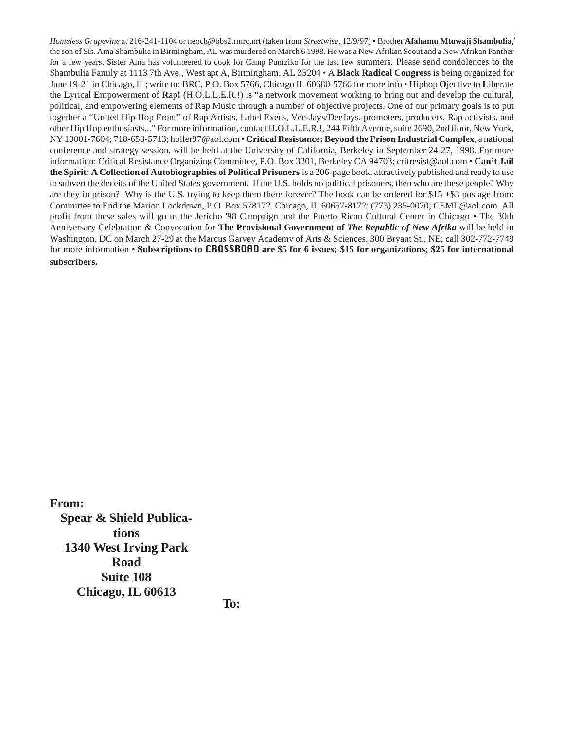*Homeless Grapevine* at 216-241-1104 or neoch@bbs2.rmrc.nrt (taken from *Streetwise*, 12/9/97) • Brother **Afahamu Mtuwaji Shambulia**, the son of Sis. Ama Shambulia in Birmingham, AL was murdered on March 6 1998. He was a New Afrikan Scout and a New Afrikan Panther for a few years. Sister Ama has volunteered to cook for Camp Pumziko for the last few summers. Please send condolences to the Shambulia Family at 1113 7th Ave., West apt A, Birmingham, AL 35204 • A **Black Radical Congress** is being organized for June 19-21 in Chicago, IL; write to: BRC, P.O. Box 5766, Chicago IL 60680-5766 for more info • **H**iphop **O**jective to **L**iberate the **L**yrical **E**mpowerment of **R**ap**!** (H.O.L.L.E.R.!) is "a network movement working to bring out and develop the cultural, political, and empowering elements of Rap Music through a number of objective projects. One of our primary goals is to put together a "United Hip Hop Front" of Rap Artists, Label Execs, Vee-Jays/DeeJays, promoters, producers, Rap activists, and other Hip Hop enthusiasts..." For more information, contact H.O.L.L.E.R.!, 244 Fifth Avenue, suite 2690, 2nd floor, New York, NY 10001-7604; 718-658-5713; holler97@aol.com • **Critical Resistance: Beyond the Prison Industrial Complex**, a national conference and strategy session, will be held at the University of California, Berkeley in September 24-27, 1998. For more information: Critical Resistance Organizing Committee, P.O. Box 3201, Berkeley CA 94703; critresist@aol.com • **Can't Jail the Spirit: A Collection of Autobiographies of Political Prisoners** is a 206-page book, attractively published and ready to use to subvert the deceits of the United States government. If the U.S. holds no political prisoners, then who are these people? Why are they in prison? Why is the U.S. trying to keep them there forever? The book can be ordered for $15 +$3 postage from: Committee to End the Marion Lockdown, P.O. Box 578172, Chicago, IL 60657-8172; (773) 235-0070; CEML@aol.com. All profit from these sales will go to the Jericho '98 Campaign and the Puerto Rican Cultural Center in Chicago • The 30th Anniversary Celebration & Convocation for **The Provisional Government of *The Republic of New Afrika*** will be held in Washington, DC on March 27-29 at the Marcus Garvey Academy of Arts & Sciences, 300 Bryant St., NE; call 302-772-7749 for more information • **Subscriptions to CROSSROAD are $5 for 6 issues; $15 for organizations; $25 for international subscribers.**

**From:**

**Spear & Shield Publications**
**1340 West Irving Park Road**
**Suite 108**
**Chicago, IL 60613**

**To:**